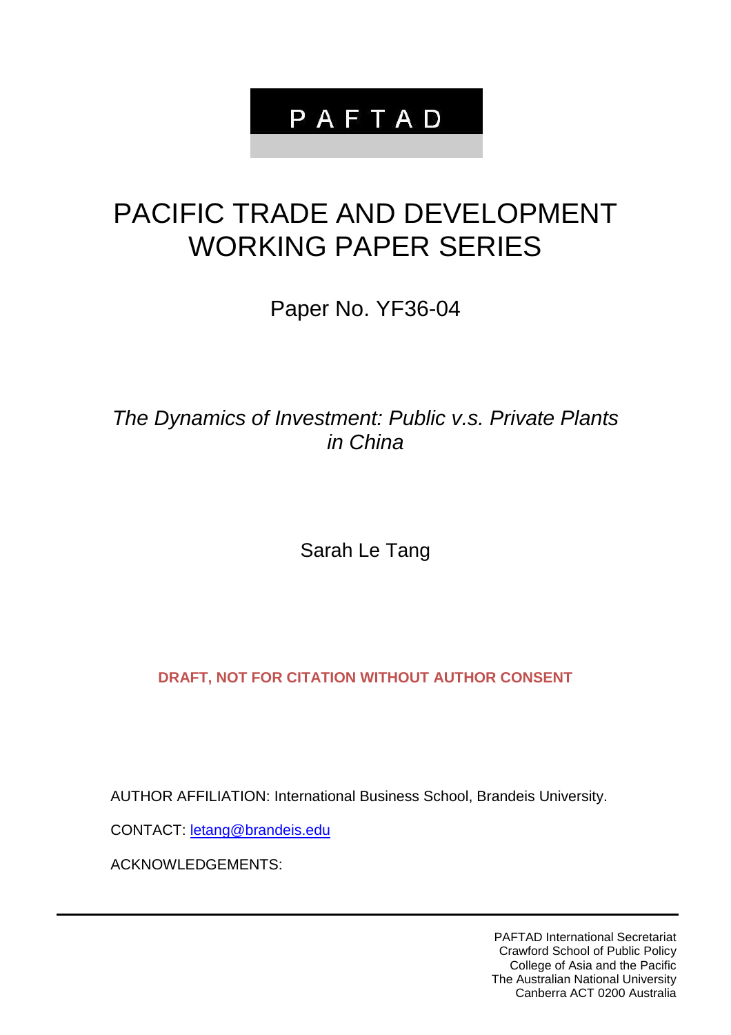P A F T A D

# PACIFIC TRADE AND DEVELOPMENT WORKING PAPER SERIES

Paper No. YF36-04

*The Dynamics of Investment: Public v.s. Private Plants in China*

Sarah Le Tang

**DRAFT, NOT FOR CITATION WITHOUT AUTHOR CONSENT**

AUTHOR AFFILIATION: International Business School, Brandeis University.

CONTACT: letang@brandeis.edu

ACKNOWLEDGEMENTS:

---

PAFTAD International Secretariat
Crawford School of Public Policy
College of Asia and the Pacific
The Australian National University
Canberra ACT 0200 Australia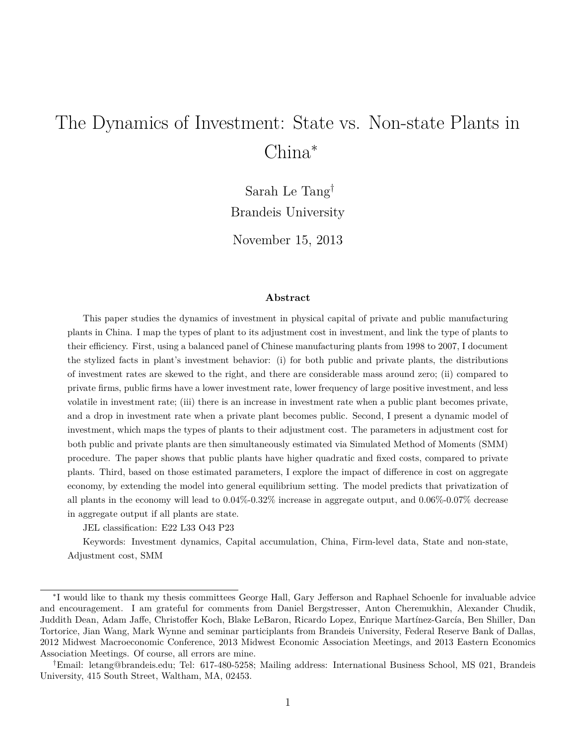# The Dynamics of Investment: State vs. Non-state Plants in China*

Sarah Le Tang†

Brandeis University

November 15, 2013

### Abstract

This paper studies the dynamics of investment in physical capital of private and public manufacturing plants in China. I map the types of plant to its adjustment cost in investment, and link the type of plants to their efficiency. First, using a balanced panel of Chinese manufacturing plants from 1998 to 2007, I document the stylized facts in plant's investment behavior: (i) for both public and private plants, the distributions of investment rates are skewed to the right, and there are considerable mass around zero; (ii) compared to private firms, public firms have a lower investment rate, lower frequency of large positive investment, and less volatile in investment rate; (iii) there is an increase in investment rate when a public plant becomes private, and a drop in investment rate when a private plant becomes public. Second, I present a dynamic model of investment, which maps the types of plants to their adjustment cost. The parameters in adjustment cost for both public and private plants are then simultaneously estimated via Simulated Method of Moments (SMM) procedure. The paper shows that public plants have higher quadratic and fixed costs, compared to private plants. Third, based on those estimated parameters, I explore the impact of difference in cost on aggregate economy, by extending the model into general equilibrium setting. The model predicts that privatization of all plants in the economy will lead to 0.04%-0.32% increase in aggregate output, and 0.06%-0.07% decrease in aggregate output if all plants are state.

JEL classification: E22 L33 O43 P23

Keywords: Investment dynamics, Capital accumulation, China, Firm-level data, State and non-state, Adjustment cost, SMM

---

*I would like to thank my thesis committees George Hall, Gary Jefferson and Raphael Schoenle for invaluable advice and encouragement. I am grateful for comments from Daniel Bergstresser, Anton Cheremukhin, Alexander Chudik, Juddith Dean, Adam Jaffe, Christoffer Koch, Blake LeBaron, Ricardo Lopez, Enrique Martínez-García, Ben Shiller, Dan Tortorice, Jian Wang, Mark Wynne and seminar participlants from Brandeis University, Federal Reserve Bank of Dallas, 2012 Midwest Macroeconomic Conference, 2013 Midwest Economic Association Meetings, and 2013 Eastern Economics Association Meetings. Of course, all errors are mine.

†Email: letang@brandeis.edu; Tel: 617-480-5258; Mailing address: International Business School, MS 021, Brandeis University, 415 South Street, Waltham, MA, 02453.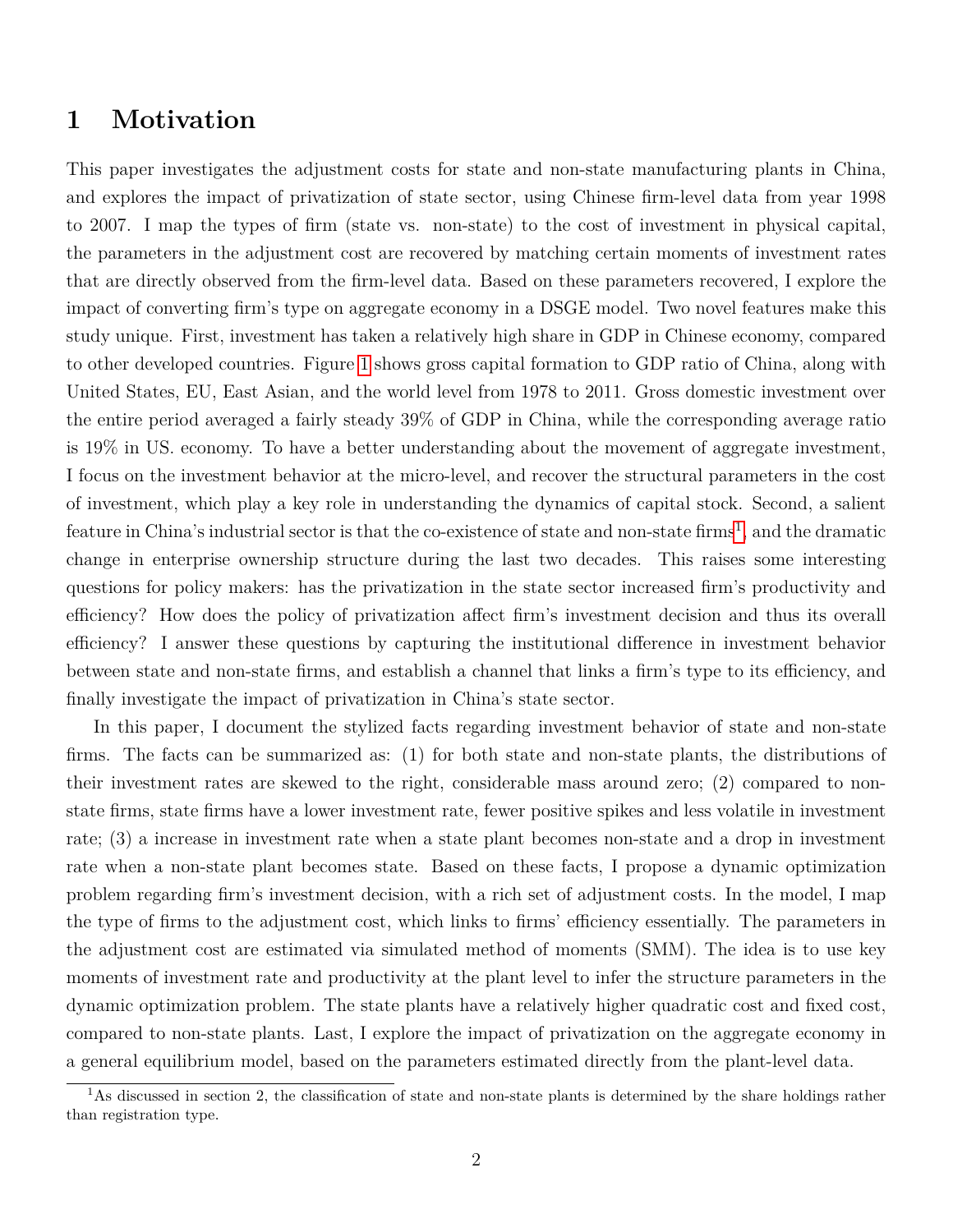# 1 Motivation

This paper investigates the adjustment costs for state and non-state manufacturing plants in China, and explores the impact of privatization of state sector, using Chinese firm-level data from year 1998 to 2007. I map the types of firm (state vs. non-state) to the cost of investment in physical capital, the parameters in the adjustment cost are recovered by matching certain moments of investment rates that are directly observed from the firm-level data. Based on these parameters recovered, I explore the impact of converting firm's type on aggregate economy in a DSGE model. Two novel features make this study unique. First, investment has taken a relatively high share in GDP in Chinese economy, compared to other developed countries. Figure 1 shows gross capital formation to GDP ratio of China, along with United States, EU, East Asian, and the world level from 1978 to 2011. Gross domestic investment over the entire period averaged a fairly steady 39% of GDP in China, while the corresponding average ratio is 19% in US. economy. To have a better understanding about the movement of aggregate investment, I focus on the investment behavior at the micro-level, and recover the structural parameters in the cost of investment, which play a key role in understanding the dynamics of capital stock. Second, a salient feature in China's industrial sector is that the co-existence of state and non-state firms[1], and the dramatic change in enterprise ownership structure during the last two decades. This raises some interesting questions for policy makers: has the privatization in the state sector increased firm's productivity and efficiency? How does the policy of privatization affect firm's investment decision and thus its overall efficiency? I answer these questions by capturing the institutional difference in investment behavior between state and non-state firms, and establish a channel that links a firm's type to its efficiency, and finally investigate the impact of privatization in China's state sector.

In this paper, I document the stylized facts regarding investment behavior of state and non-state firms. The facts can be summarized as: (1) for both state and non-state plants, the distributions of their investment rates are skewed to the right, considerable mass around zero; (2) compared to non-state firms, state firms have a lower investment rate, fewer positive spikes and less volatile in investment rate; (3) a increase in investment rate when a state plant becomes non-state and a drop in investment rate when a non-state plant becomes state. Based on these facts, I propose a dynamic optimization problem regarding firm's investment decision, with a rich set of adjustment costs. In the model, I map the type of firms to the adjustment cost, which links to firms' efficiency essentially. The parameters in the adjustment cost are estimated via simulated method of moments (SMM). The idea is to use key moments of investment rate and productivity at the plant level to infer the structure parameters in the dynamic optimization problem. The state plants have a relatively higher quadratic cost and fixed cost, compared to non-state plants. Last, I explore the impact of privatization on the aggregate economy in a general equilibrium model, based on the parameters estimated directly from the plant-level data.

[1] As discussed in section 2, the classification of state and non-state plants is determined by the share holdings rather than registration type.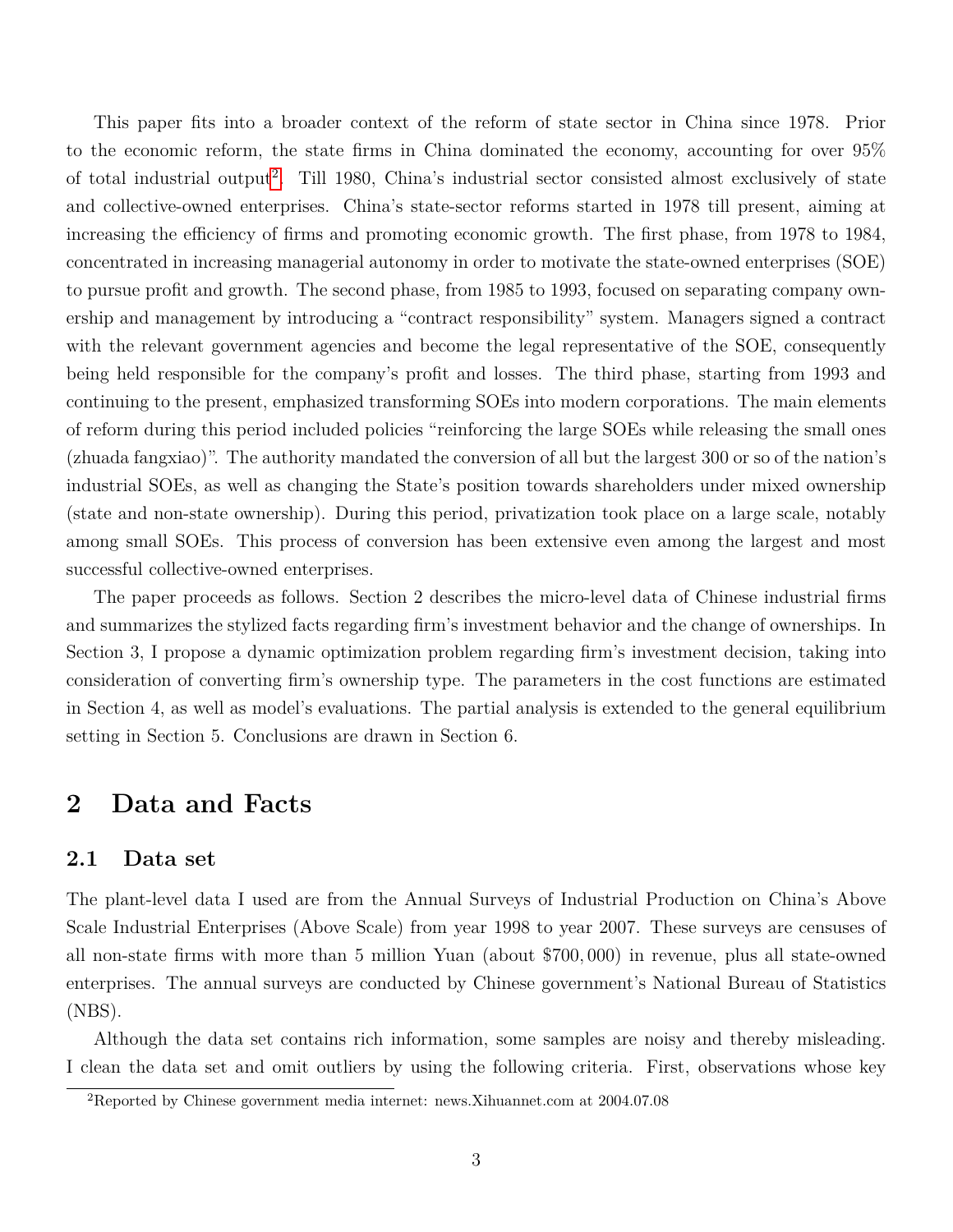This paper fits into a broader context of the reform of state sector in China since 1978. Prior to the economic reform, the state firms in China dominated the economy, accounting for over 95% of total industrial output[2]. Till 1980, China's industrial sector consisted almost exclusively of state and collective-owned enterprises. China's state-sector reforms started in 1978 till present, aiming at increasing the efficiency of firms and promoting economic growth. The first phase, from 1978 to 1984, concentrated in increasing managerial autonomy in order to motivate the state-owned enterprises (SOE) to pursue profit and growth. The second phase, from 1985 to 1993, focused on separating company ownership and management by introducing a "contract responsibility" system. Managers signed a contract with the relevant government agencies and become the legal representative of the SOE, consequently being held responsible for the company's profit and losses. The third phase, starting from 1993 and continuing to the present, emphasized transforming SOEs into modern corporations. The main elements of reform during this period included policies "reinforcing the large SOEs while releasing the small ones (zhuada fangxiao)". The authority mandated the conversion of all but the largest 300 or so of the nation's industrial SOEs, as well as changing the State's position towards shareholders under mixed ownership (state and non-state ownership). During this period, privatization took place on a large scale, notably among small SOEs. This process of conversion has been extensive even among the largest and most successful collective-owned enterprises.

The paper proceeds as follows. Section 2 describes the micro-level data of Chinese industrial firms and summarizes the stylized facts regarding firm's investment behavior and the change of ownerships. In Section 3, I propose a dynamic optimization problem regarding firm's investment decision, taking into consideration of converting firm's ownership type. The parameters in the cost functions are estimated in Section 4, as well as model's evaluations. The partial analysis is extended to the general equilibrium setting in Section 5. Conclusions are drawn in Section 6.

# 2 Data and Facts

## 2.1 Data set

The plant-level data I used are from the Annual Surveys of Industrial Production on China's Above Scale Industrial Enterprises (Above Scale) from year 1998 to year 2007. These surveys are censuses of all non-state firms with more than 5 million Yuan (about $700,000) in revenue, plus all state-owned enterprises. The annual surveys are conducted by Chinese government's National Bureau of Statistics (NBS).

Although the data set contains rich information, some samples are noisy and thereby misleading. I clean the data set and omit outliers by using the following criteria. First, observations whose key

[2] Reported by Chinese government media internet: news.Xihuannet.com at 2004.07.08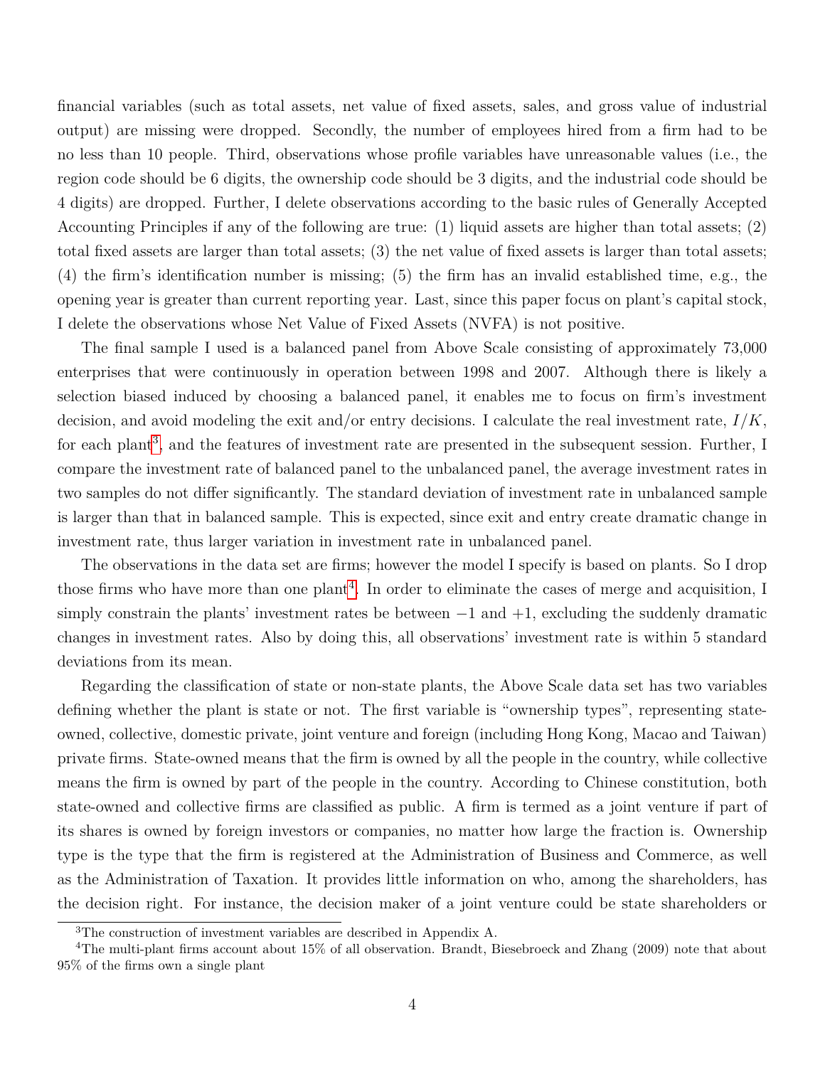financial variables (such as total assets, net value of fixed assets, sales, and gross value of industrial output) are missing were dropped. Secondly, the number of employees hired from a firm had to be no less than 10 people. Third, observations whose profile variables have unreasonable values (i.e., the region code should be 6 digits, the ownership code should be 3 digits, and the industrial code should be 4 digits) are dropped. Further, I delete observations according to the basic rules of Generally Accepted Accounting Principles if any of the following are true: (1) liquid assets are higher than total assets; (2) total fixed assets are larger than total assets; (3) the net value of fixed assets is larger than total assets; (4) the firm's identification number is missing; (5) the firm has an invalid established time, e.g., the opening year is greater than current reporting year. Last, since this paper focus on plant's capital stock, I delete the observations whose Net Value of Fixed Assets (NVFA) is not positive.

The final sample I used is a balanced panel from Above Scale consisting of approximately 73,000 enterprises that were continuously in operation between 1998 and 2007. Although there is likely a selection biased induced by choosing a balanced panel, it enables me to focus on firm's investment decision, and avoid modeling the exit and/or entry decisions. I calculate the real investment rate, $I/K$, for each plant[3], and the features of investment rate are presented in the subsequent session. Further, I compare the investment rate of balanced panel to the unbalanced panel, the average investment rates in two samples do not differ significantly. The standard deviation of investment rate in unbalanced sample is larger than that in balanced sample. This is expected, since exit and entry create dramatic change in investment rate, thus larger variation in investment rate in unbalanced panel.

The observations in the data set are firms; however the model I specify is based on plants. So I drop those firms who have more than one plant[4]. In order to eliminate the cases of merge and acquisition, I simply constrain the plants' investment rates be between $-1$ and $+1$, excluding the suddenly dramatic changes in investment rates. Also by doing this, all observations' investment rate is within 5 standard deviations from its mean.

Regarding the classification of state or non-state plants, the Above Scale data set has two variables defining whether the plant is state or not. The first variable is "ownership types", representing state-owned, collective, domestic private, joint venture and foreign (including Hong Kong, Macao and Taiwan) private firms. State-owned means that the firm is owned by all the people in the country, while collective means the firm is owned by part of the people in the country. According to Chinese constitution, both state-owned and collective firms are classified as public. A firm is termed as a joint venture if part of its shares is owned by foreign investors or companies, no matter how large the fraction is. Ownership type is the type that the firm is registered at the Administration of Business and Commerce, as well as the Administration of Taxation. It provides little information on who, among the shareholders, has the decision right. For instance, the decision maker of a joint venture could be state shareholders or

[3] The construction of investment variables are described in Appendix A.

[4] The multi-plant firms account about 15% of all observation. Brandt, Biesebroeck and Zhang (2009) note that about 95% of the firms own a single plant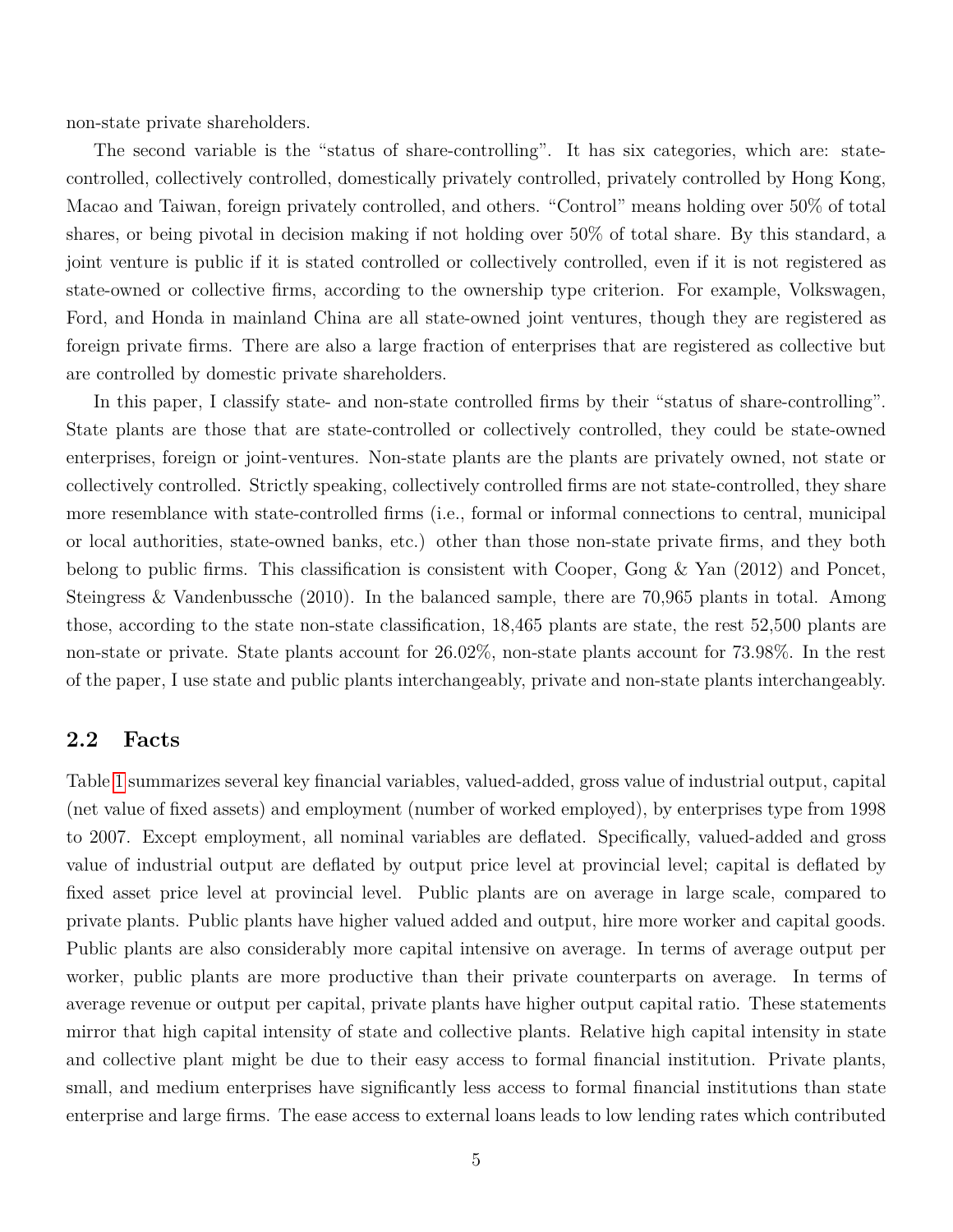non-state private shareholders.

The second variable is the "status of share-controlling". It has six categories, which are: state-controlled, collectively controlled, domestically privately controlled, privately controlled by Hong Kong, Macao and Taiwan, foreign privately controlled, and others. "Control" means holding over 50% of total shares, or being pivotal in decision making if not holding over 50% of total share. By this standard, a joint venture is public if it is stated controlled or collectively controlled, even if it is not registered as state-owned or collective firms, according to the ownership type criterion. For example, Volkswagen, Ford, and Honda in mainland China are all state-owned joint ventures, though they are registered as foreign private firms. There are also a large fraction of enterprises that are registered as collective but are controlled by domestic private shareholders.

In this paper, I classify state- and non-state controlled firms by their "status of share-controlling". State plants are those that are state-controlled or collectively controlled, they could be state-owned enterprises, foreign or joint-ventures. Non-state plants are the plants are privately owned, not state or collectively controlled. Strictly speaking, collectively controlled firms are not state-controlled, they share more resemblance with state-controlled firms (i.e., formal or informal connections to central, municipal or local authorities, state-owned banks, etc.) other than those non-state private firms, and they both belong to public firms. This classification is consistent with Cooper, Gong & Yan (2012) and Poncet, Steingress & Vandenbussche (2010). In the balanced sample, there are 70,965 plants in total. Among those, according to the state non-state classification, 18,465 plants are state, the rest 52,500 plants are non-state or private. State plants account for 26.02%, non-state plants account for 73.98%. In the rest of the paper, I use state and public plants interchangeably, private and non-state plants interchangeably.

## 2.2 Facts

Table 1 summarizes several key financial variables, valued-added, gross value of industrial output, capital (net value of fixed assets) and employment (number of worked employed), by enterprises type from 1998 to 2007. Except employment, all nominal variables are deflated. Specifically, valued-added and gross value of industrial output are deflated by output price level at provincial level; capital is deflated by fixed asset price level at provincial level. Public plants are on average in large scale, compared to private plants. Public plants have higher valued added and output, hire more worker and capital goods. Public plants are also considerably more capital intensive on average. In terms of average output per worker, public plants are more productive than their private counterparts on average. In terms of average revenue or output per capital, private plants have higher output capital ratio. These statements mirror that high capital intensity of state and collective plants. Relative high capital intensity in state and collective plant might be due to their easy access to formal financial institution. Private plants, small, and medium enterprises have significantly less access to formal financial institutions than state enterprise and large firms. The ease access to external loans leads to low lending rates which contributed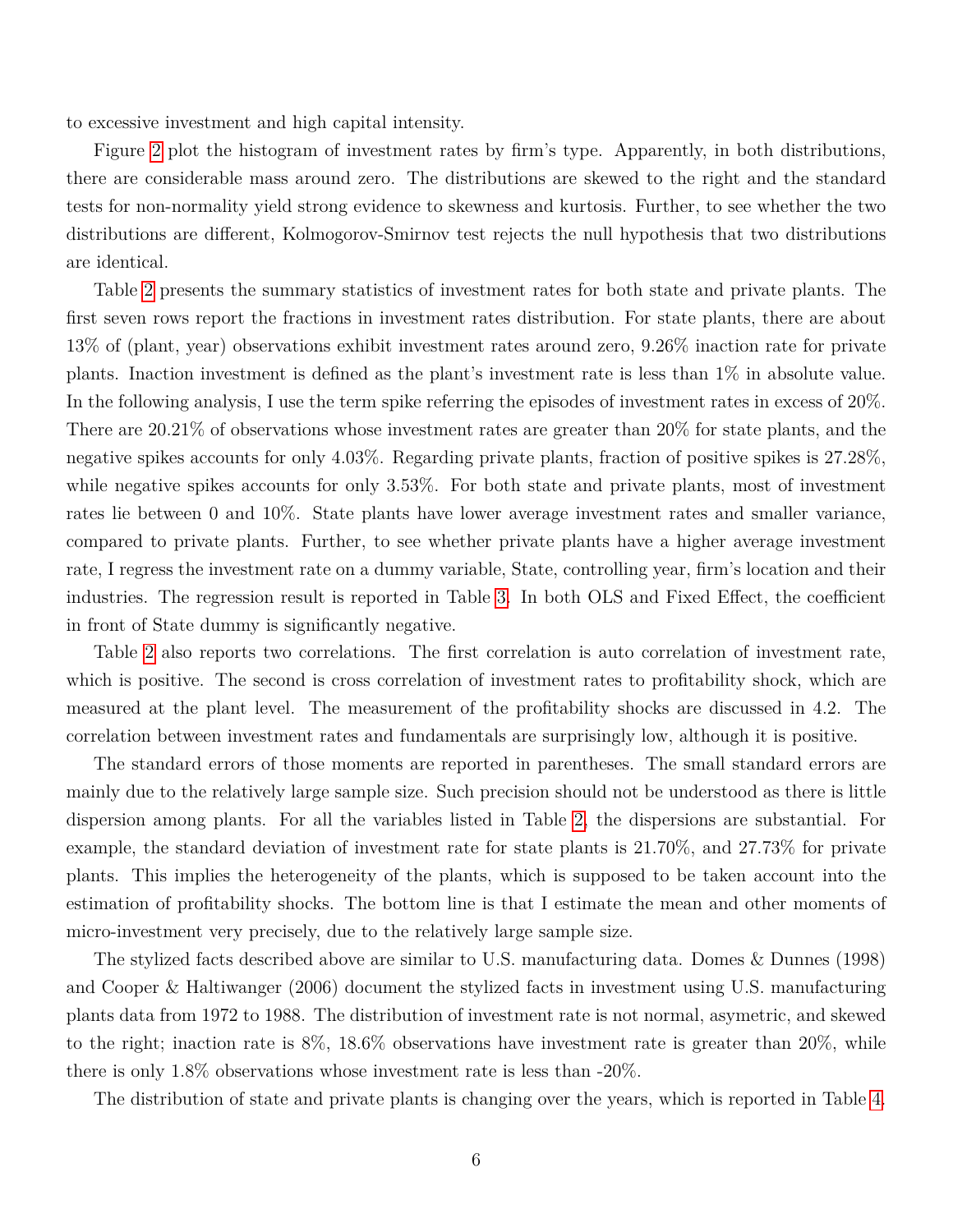to excessive investment and high capital intensity.

Figure 2 plot the histogram of investment rates by firm's type. Apparently, in both distributions, there are considerable mass around zero. The distributions are skewed to the right and the standard tests for non-normality yield strong evidence to skewness and kurtosis. Further, to see whether the two distributions are different, Kolmogorov-Smirnov test rejects the null hypothesis that two distributions are identical.

Table 2 presents the summary statistics of investment rates for both state and private plants. The first seven rows report the fractions in investment rates distribution. For state plants, there are about 13% of (plant, year) observations exhibit investment rates around zero, 9.26% inaction rate for private plants. Inaction investment is defined as the plant's investment rate is less than 1% in absolute value. In the following analysis, I use the term spike referring the episodes of investment rates in excess of 20%. There are 20.21% of observations whose investment rates are greater than 20% for state plants, and the negative spikes accounts for only 4.03%. Regarding private plants, fraction of positive spikes is 27.28%, while negative spikes accounts for only 3.53%. For both state and private plants, most of investment rates lie between 0 and 10%. State plants have lower average investment rates and smaller variance, compared to private plants. Further, to see whether private plants have a higher average investment rate, I regress the investment rate on a dummy variable, State, controlling year, firm's location and their industries. The regression result is reported in Table 3. In both OLS and Fixed Effect, the coefficient in front of State dummy is significantly negative.

Table 2 also reports two correlations. The first correlation is auto correlation of investment rate, which is positive. The second is cross correlation of investment rates to profitability shock, which are measured at the plant level. The measurement of the profitability shocks are discussed in 4.2. The correlation between investment rates and fundamentals are surprisingly low, although it is positive.

The standard errors of those moments are reported in parentheses. The small standard errors are mainly due to the relatively large sample size. Such precision should not be understood as there is little dispersion among plants. For all the variables listed in Table 2, the dispersions are substantial. For example, the standard deviation of investment rate for state plants is 21.70%, and 27.73% for private plants. This implies the heterogeneity of the plants, which is supposed to be taken account into the estimation of profitability shocks. The bottom line is that I estimate the mean and other moments of micro-investment very precisely, due to the relatively large sample size.

The stylized facts described above are similar to U.S. manufacturing data. Domes & Dunnes (1998) and Cooper & Haltiwanger (2006) document the stylized facts in investment using U.S. manufacturing plants data from 1972 to 1988. The distribution of investment rate is not normal, asymetric, and skewed to the right; inaction rate is 8%, 18.6% observations have investment rate is greater than 20%, while there is only 1.8% observations whose investment rate is less than -20%.

The distribution of state and private plants is changing over the years, which is reported in Table 4.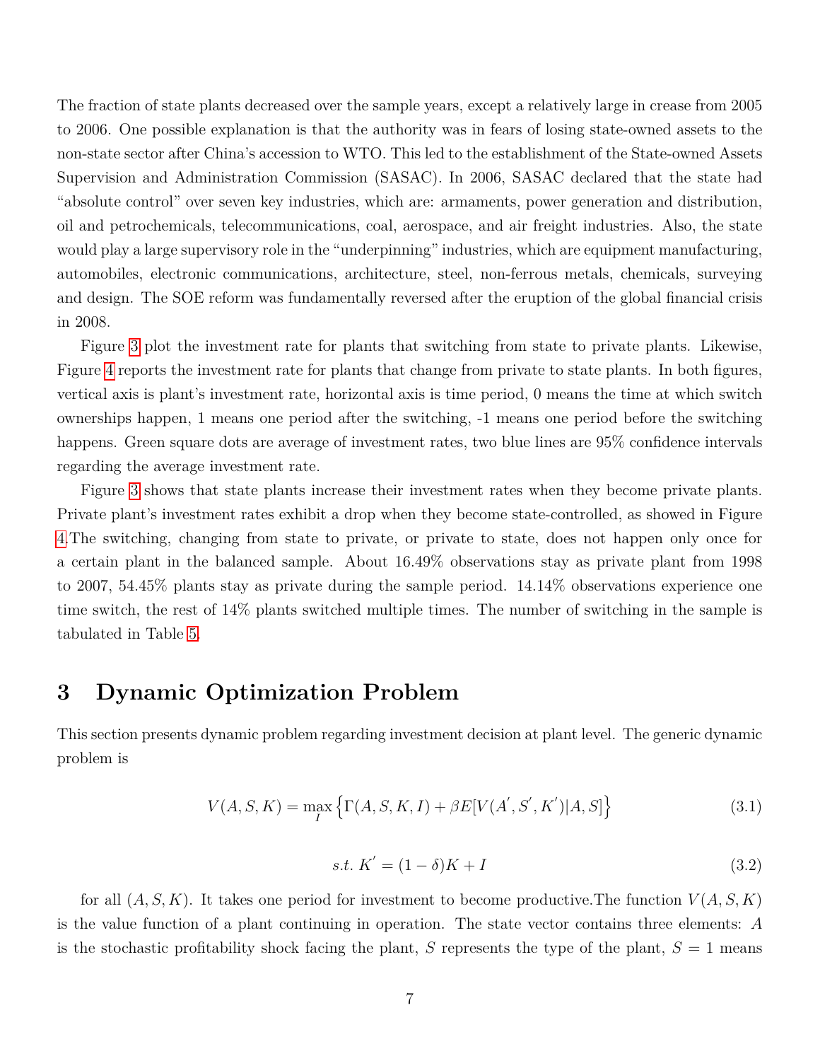The fraction of state plants decreased over the sample years, except a relatively large in crease from 2005 to 2006. One possible explanation is that the authority was in fears of losing state-owned assets to the non-state sector after China's accession to WTO. This led to the establishment of the State-owned Assets Supervision and Administration Commission (SASAC). In 2006, SASAC declared that the state had "absolute control" over seven key industries, which are: armaments, power generation and distribution, oil and petrochemicals, telecommunications, coal, aerospace, and air freight industries. Also, the state would play a large supervisory role in the "underpinning" industries, which are equipment manufacturing, automobiles, electronic communications, architecture, steel, non-ferrous metals, chemicals, surveying and design. The SOE reform was fundamentally reversed after the eruption of the global financial crisis in 2008.

Figure 3 plot the investment rate for plants that switching from state to private plants. Likewise, Figure 4 reports the investment rate for plants that change from private to state plants. In both figures, vertical axis is plant's investment rate, horizontal axis is time period, 0 means the time at which switch ownerships happen, 1 means one period after the switching, -1 means one period before the switching happens. Green square dots are average of investment rates, two blue lines are 95% confidence intervals regarding the average investment rate.

Figure 3 shows that state plants increase their investment rates when they become private plants. Private plant's investment rates exhibit a drop when they become state-controlled, as showed in Figure 4.The switching, changing from state to private, or private to state, does not happen only once for a certain plant in the balanced sample. About 16.49% observations stay as private plant from 1998 to 2007, 54.45% plants stay as private during the sample period. 14.14% observations experience one time switch, the rest of 14% plants switched multiple times. The number of switching in the sample is tabulated in Table 5.

# 3 Dynamic Optimization Problem

This section presents dynamic problem regarding investment decision at plant level. The generic dynamic problem is

$$V(A,S,K) = \max_{I} \left\{ \Gamma(A,S,K,I) + \beta E[V(A',S',K')|A,S] \right\} \tag{3.1}$$

$$s.t.\ K' = (1-\delta)K + I \tag{3.2}$$

for all $(A,S,K)$. It takes one period for investment to become productive.The function $V(A,S,K)$ is the value function of a plant continuing in operation. The state vector contains three elements: $A$ is the stochastic profitability shock facing the plant, $S$ represents the type of the plant, $S=1$ means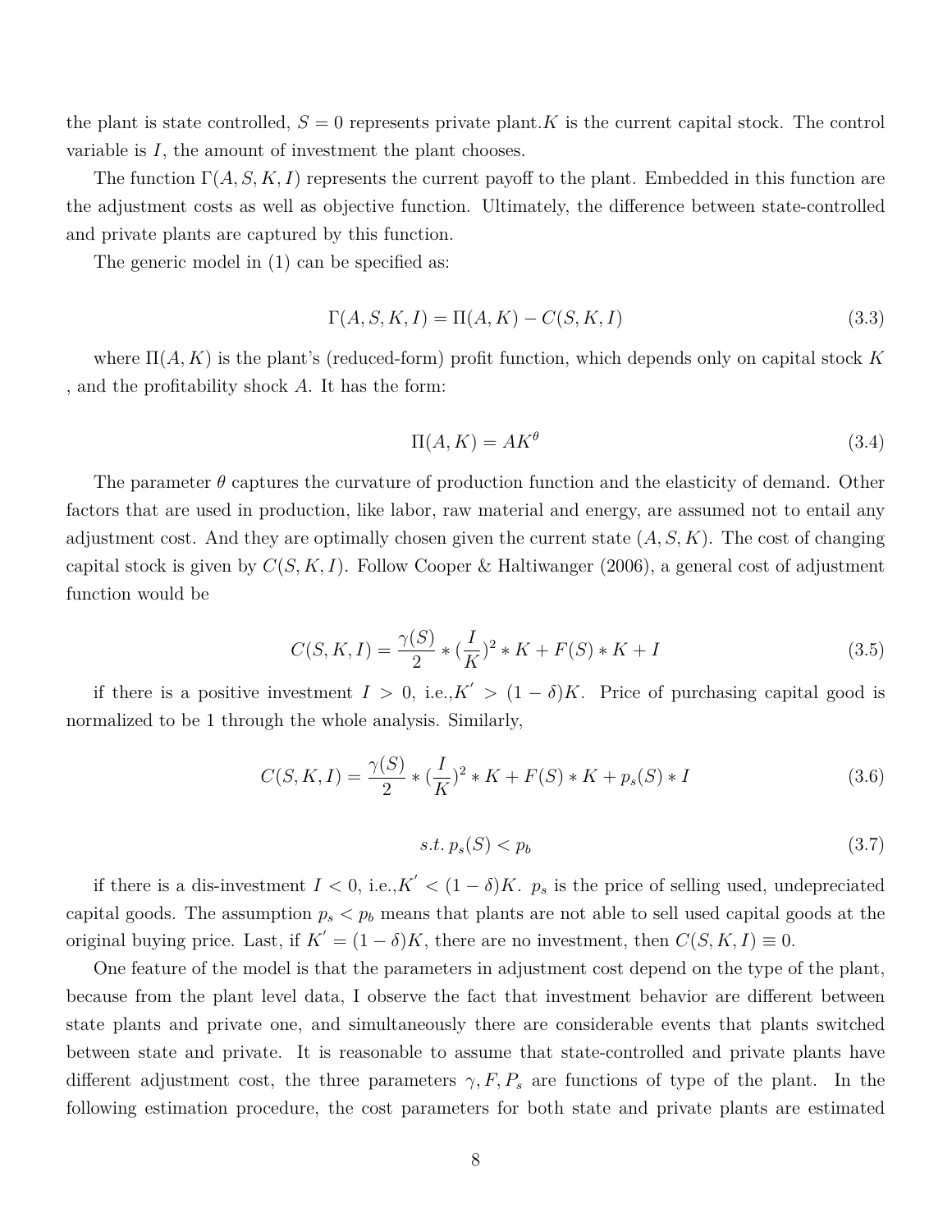the plant is state controlled, $S = 0$ represents private plant.$K$ is the current capital stock. The control variable is $I$, the amount of investment the plant chooses.

The function $\Gamma(A, S, K, I)$ represents the current payoff to the plant. Embedded in this function are the adjustment costs as well as objective function. Ultimately, the difference between state-controlled and private plants are captured by this function.

The generic model in (1) can be specified as:

$$\Gamma(A, S, K, I) = \Pi(A, K) - C(S, K, I) \tag{3.3}$$

where $\Pi(A, K)$ is the plant's (reduced-form) profit function, which depends only on capital stock $K$ , and the profitability shock $A$. It has the form:

$$\Pi(A, K) = AK^{\theta} \tag{3.4}$$

The parameter $\theta$ captures the curvature of production function and the elasticity of demand. Other factors that are used in production, like labor, raw material and energy, are assumed not to entail any adjustment cost. And they are optimally chosen given the current state $(A, S, K)$. The cost of changing capital stock is given by $C(S, K, I)$. Follow Cooper & Haltiwanger (2006), a general cost of adjustment function would be

$$C(S, K, I) = \frac{\gamma(S)}{2} * (\frac{I}{K})^2 * K + F(S) * K + I \tag{3.5}$$

if there is a positive investment $I > 0$, i.e.,$K^{'} > (1 - \delta)K$. Price of purchasing capital good is normalized to be 1 through the whole analysis. Similarly,

$$C(S, K, I) = \frac{\gamma(S)}{2} * (\frac{I}{K})^2 * K + F(S) * K + p_s(S) * I \tag{3.6}$$

$$s.t. \; p_s(S) < p_b \tag{3.7}$$

if there is a dis-investment $I < 0$, i.e.,$K^{'} < (1 - \delta)K$. $p_s$ is the price of selling used, undepreciated capital goods. The assumption $p_s < p_b$ means that plants are not able to sell used capital goods at the original buying price. Last, if $K^{'} = (1 - \delta)K$, there are no investment, then $C(S, K, I) \equiv 0$.

One feature of the model is that the parameters in adjustment cost depend on the type of the plant, because from the plant level data, I observe the fact that investment behavior are different between state plants and private one, and simultaneously there are considerable events that plants switched between state and private. It is reasonable to assume that state-controlled and private plants have different adjustment cost, the three parameters $\gamma, F, P_s$ are functions of type of the plant. In the following estimation procedure, the cost parameters for both state and private plants are estimated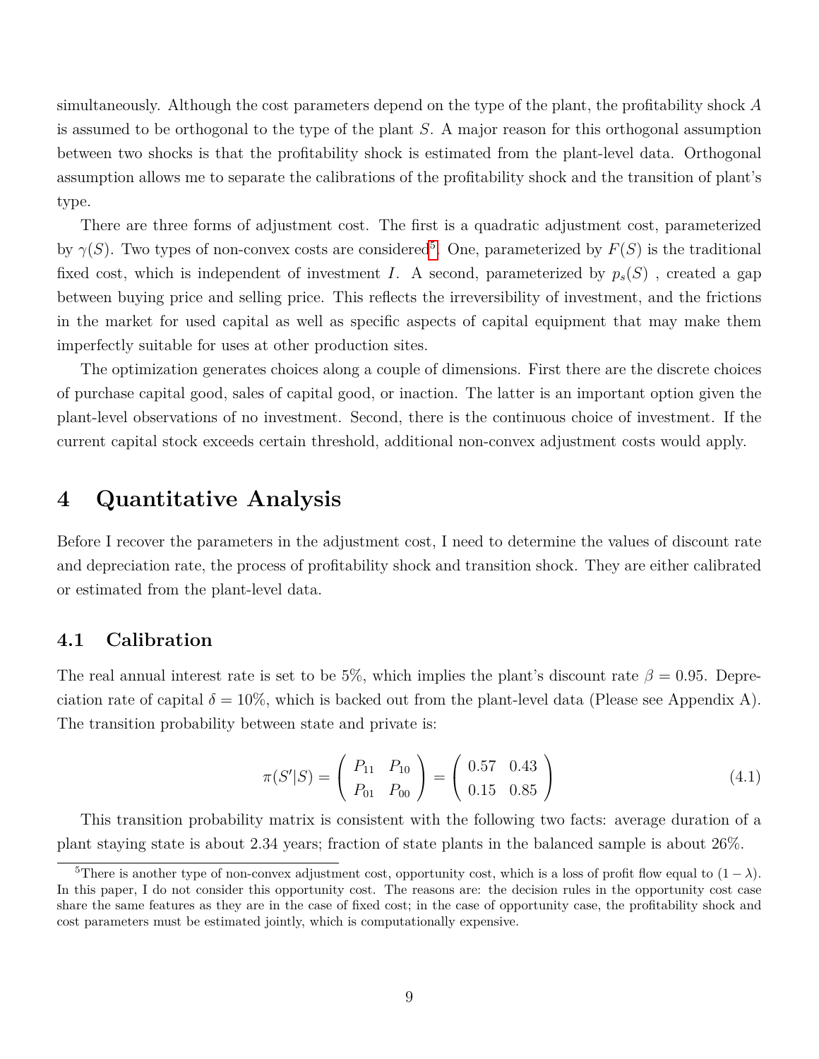simultaneously. Although the cost parameters depend on the type of the plant, the profitability shock $A$ is assumed to be orthogonal to the type of the plant $S$. A major reason for this orthogonal assumption between two shocks is that the profitability shock is estimated from the plant-level data. Orthogonal assumption allows me to separate the calibrations of the profitability shock and the transition of plant's type.

There are three forms of adjustment cost. The first is a quadratic adjustment cost, parameterized by $\gamma(S)$. Two types of non-convex costs are considered[5]. One, parameterized by $F(S)$ is the traditional fixed cost, which is independent of investment $I$. A second, parameterized by $p_s(S)$ , created a gap between buying price and selling price. This reflects the irreversibility of investment, and the frictions in the market for used capital as well as specific aspects of capital equipment that may make them imperfectly suitable for uses at other production sites.

The optimization generates choices along a couple of dimensions. First there are the discrete choices of purchase capital good, sales of capital good, or inaction. The latter is an important option given the plant-level observations of no investment. Second, there is the continuous choice of investment. If the current capital stock exceeds certain threshold, additional non-convex adjustment costs would apply.

# 4 Quantitative Analysis

Before I recover the parameters in the adjustment cost, I need to determine the values of discount rate and depreciation rate, the process of profitability shock and transition shock. They are either calibrated or estimated from the plant-level data.

## 4.1 Calibration

The real annual interest rate is set to be 5%, which implies the plant's discount rate $\beta = 0.95$. Depreciation rate of capital $\delta = 10\%$, which is backed out from the plant-level data (Please see Appendix A). The transition probability between state and private is:

$$\pi(S'|S) = \begin{pmatrix} P_{11} & P_{10} \\ P_{01} & P_{00} \end{pmatrix} = \begin{pmatrix} 0.57 & 0.43 \\ 0.15 & 0.85 \end{pmatrix} \tag{4.1}$$

This transition probability matrix is consistent with the following two facts: average duration of a plant staying state is about 2.34 years; fraction of state plants in the balanced sample is about 26%.

[5] There is another type of non-convex adjustment cost, opportunity cost, which is a loss of profit flow equal to $(1 - \lambda)$. In this paper, I do not consider this opportunity cost. The reasons are: the decision rules in the opportunity cost case share the same features as they are in the case of fixed cost; in the case of opportunity case, the profitability shock and cost parameters must be estimated jointly, which is computationally expensive.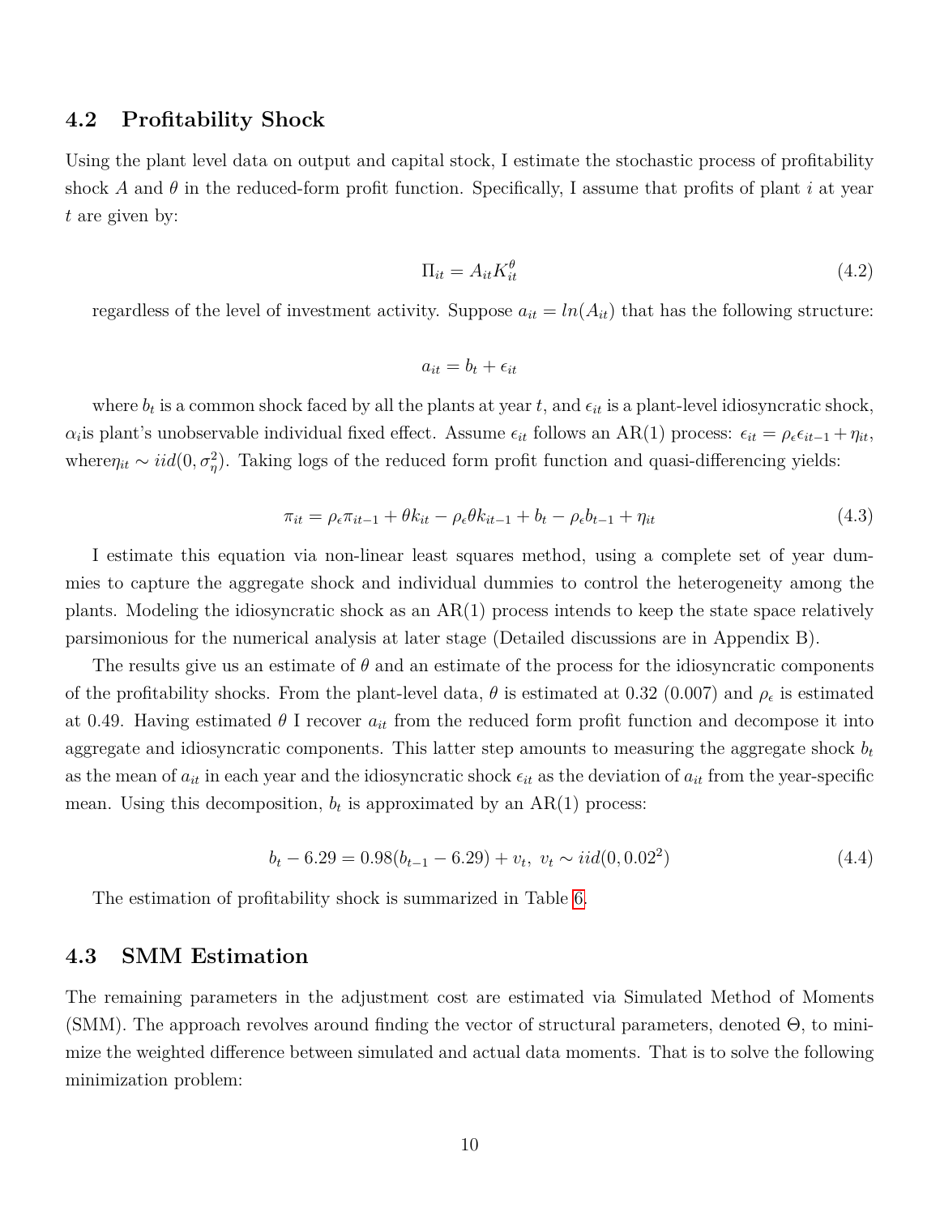## 4.2 Profitability Shock

Using the plant level data on output and capital stock, I estimate the stochastic process of profitability shock $A$ and $\theta$ in the reduced-form profit function. Specifically, I assume that profits of plant $i$ at year $t$ are given by:

$$\Pi_{it} = A_{it} K_{it}^{\theta} \tag{4.2}$$

regardless of the level of investment activity. Suppose $a_{it} = ln(A_{it})$ that has the following structure:

$$a_{it} = b_t + \epsilon_{it}$$

where $b_t$ is a common shock faced by all the plants at year $t$, and $\epsilon_{it}$ is a plant-level idiosyncratic shock, $\alpha_i$is plant's unobservable individual fixed effect. Assume $\epsilon_{it}$ follows an AR(1) process: $\epsilon_{it} = \rho_\epsilon \epsilon_{it-1} + \eta_{it}$, where$\eta_{it} \sim iid(0, \sigma_\eta^2)$. Taking logs of the reduced form profit function and quasi-differencing yields:

$$\pi_{it} = \rho_\epsilon \pi_{it-1} + \theta k_{it} - \rho_\epsilon \theta k_{it-1} + b_t - \rho_\epsilon b_{t-1} + \eta_{it} \tag{4.3}$$

I estimate this equation via non-linear least squares method, using a complete set of year dummies to capture the aggregate shock and individual dummies to control the heterogeneity among the plants. Modeling the idiosyncratic shock as an AR(1) process intends to keep the state space relatively parsimonious for the numerical analysis at later stage (Detailed discussions are in Appendix B).

The results give us an estimate of $\theta$ and an estimate of the process for the idiosyncratic components of the profitability shocks. From the plant-level data, $\theta$ is estimated at 0.32 (0.007) and $\rho_\epsilon$ is estimated at 0.49. Having estimated $\theta$ I recover $a_{it}$ from the reduced form profit function and decompose it into aggregate and idiosyncratic components. This latter step amounts to measuring the aggregate shock $b_t$ as the mean of $a_{it}$ in each year and the idiosyncratic shock $\epsilon_{it}$ as the deviation of $a_{it}$ from the year-specific mean. Using this decomposition, $b_t$ is approximated by an AR(1) process:

$$b_t - 6.29 = 0.98(b_{t-1} - 6.29) + v_t, \ v_t \sim iid(0, 0.02^2) \tag{4.4}$$

The estimation of profitability shock is summarized in Table 6.

## 4.3 SMM Estimation

The remaining parameters in the adjustment cost are estimated via Simulated Method of Moments (SMM). The approach revolves around finding the vector of structural parameters, denoted $\Theta$, to minimize the weighted difference between simulated and actual data moments. That is to solve the following minimization problem: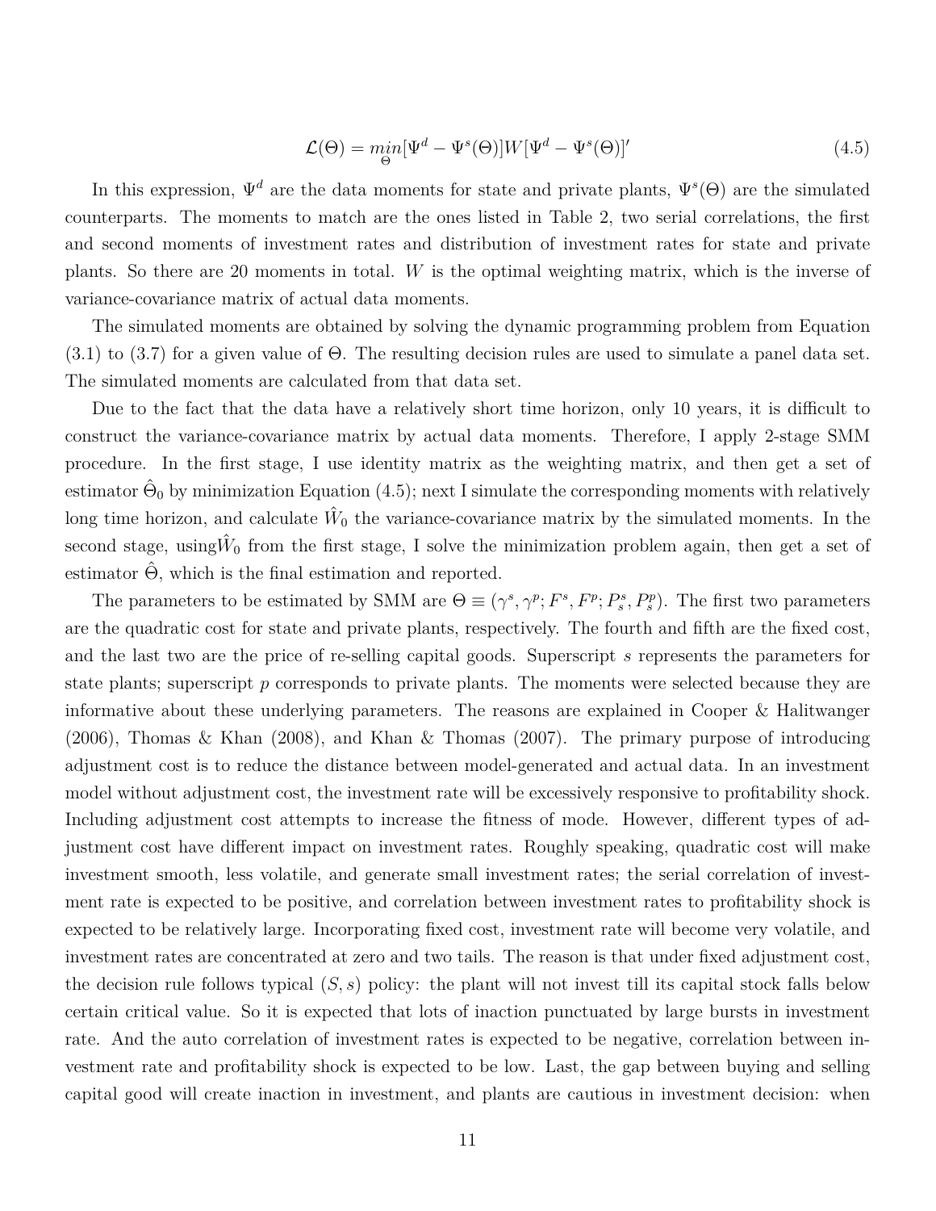$$\mathcal{L}(\Theta) = \underset{\Theta}{min}[\Psi^d - \Psi^s(\Theta)]W[\Psi^d - \Psi^s(\Theta)]' \tag{4.5}$$

In this expression, $\Psi^d$ are the data moments for state and private plants, $\Psi^s(\Theta)$ are the simulated counterparts. The moments to match are the ones listed in Table 2, two serial correlations, the first and second moments of investment rates and distribution of investment rates for state and private plants. So there are 20 moments in total. $W$ is the optimal weighting matrix, which is the inverse of variance-covariance matrix of actual data moments.

The simulated moments are obtained by solving the dynamic programming problem from Equation (3.1) to (3.7) for a given value of $\Theta$. The resulting decision rules are used to simulate a panel data set. The simulated moments are calculated from that data set.

Due to the fact that the data have a relatively short time horizon, only 10 years, it is difficult to construct the variance-covariance matrix by actual data moments. Therefore, I apply 2-stage SMM procedure. In the first stage, I use identity matrix as the weighting matrix, and then get a set of estimator $\hat{\Theta}_0$ by minimization Equation (4.5); next I simulate the corresponding moments with relatively long time horizon, and calculate $\hat{W}_0$ the variance-covariance matrix by the simulated moments. In the second stage, using$\hat{W}_0$ from the first stage, I solve the minimization problem again, then get a set of estimator $\hat{\Theta}$, which is the final estimation and reported.

The parameters to be estimated by SMM are $\Theta \equiv (\gamma^s, \gamma^p; F^s, F^p; P_s^s, P_s^p)$. The first two parameters are the quadratic cost for state and private plants, respectively. The fourth and fifth are the fixed cost, and the last two are the price of re-selling capital goods. Superscript $s$ represents the parameters for state plants; superscript $p$ corresponds to private plants. The moments were selected because they are informative about these underlying parameters. The reasons are explained in Cooper & Halitwanger (2006), Thomas & Khan (2008), and Khan & Thomas (2007). The primary purpose of introducing adjustment cost is to reduce the distance between model-generated and actual data. In an investment model without adjustment cost, the investment rate will be excessively responsive to profitability shock. Including adjustment cost attempts to increase the fitness of mode. However, different types of adjustment cost have different impact on investment rates. Roughly speaking, quadratic cost will make investment smooth, less volatile, and generate small investment rates; the serial correlation of investment rate is expected to be positive, and correlation between investment rates to profitability shock is expected to be relatively large. Incorporating fixed cost, investment rate will become very volatile, and investment rates are concentrated at zero and two tails. The reason is that under fixed adjustment cost, the decision rule follows typical $(S, s)$ policy: the plant will not invest till its capital stock falls below certain critical value. So it is expected that lots of inaction punctuated by large bursts in investment rate. And the auto correlation of investment rates is expected to be negative, correlation between investment rate and profitability shock is expected to be low. Last, the gap between buying and selling capital good will create inaction in investment, and plants are cautious in investment decision: when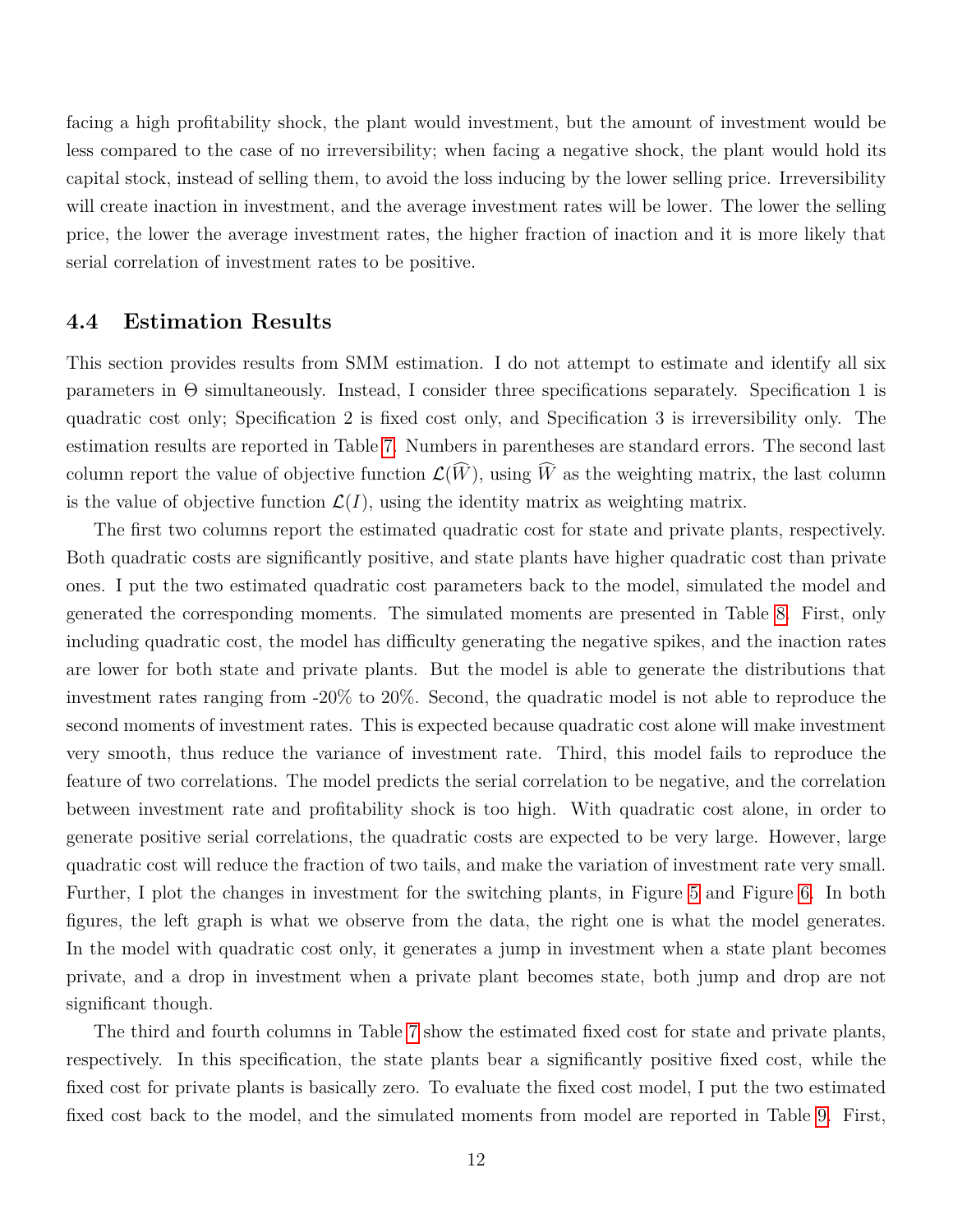facing a high profitability shock, the plant would investment, but the amount of investment would be less compared to the case of no irreversibility; when facing a negative shock, the plant would hold its capital stock, instead of selling them, to avoid the loss inducing by the lower selling price. Irreversibility will create inaction in investment, and the average investment rates will be lower. The lower the selling price, the lower the average investment rates, the higher fraction of inaction and it is more likely that serial correlation of investment rates to be positive.

## 4.4 Estimation Results

This section provides results from SMM estimation. I do not attempt to estimate and identify all six parameters in $\Theta$ simultaneously. Instead, I consider three specifications separately. Specification 1 is quadratic cost only; Specification 2 is fixed cost only, and Specification 3 is irreversibility only. The estimation results are reported in Table 7. Numbers in parentheses are standard errors. The second last column report the value of objective function $\mathcal{L}(\widehat{W})$, using $\widehat{W}$ as the weighting matrix, the last column is the value of objective function $\mathcal{L}(I)$, using the identity matrix as weighting matrix.

The first two columns report the estimated quadratic cost for state and private plants, respectively. Both quadratic costs are significantly positive, and state plants have higher quadratic cost than private ones. I put the two estimated quadratic cost parameters back to the model, simulated the model and generated the corresponding moments. The simulated moments are presented in Table 8. First, only including quadratic cost, the model has difficulty generating the negative spikes, and the inaction rates are lower for both state and private plants. But the model is able to generate the distributions that investment rates ranging from -20% to 20%. Second, the quadratic model is not able to reproduce the second moments of investment rates. This is expected because quadratic cost alone will make investment very smooth, thus reduce the variance of investment rate. Third, this model fails to reproduce the feature of two correlations. The model predicts the serial correlation to be negative, and the correlation between investment rate and profitability shock is too high. With quadratic cost alone, in order to generate positive serial correlations, the quadratic costs are expected to be very large. However, large quadratic cost will reduce the fraction of two tails, and make the variation of investment rate very small. Further, I plot the changes in investment for the switching plants, in Figure 5 and Figure 6. In both figures, the left graph is what we observe from the data, the right one is what the model generates. In the model with quadratic cost only, it generates a jump in investment when a state plant becomes private, and a drop in investment when a private plant becomes state, both jump and drop are not significant though.

The third and fourth columns in Table 7 show the estimated fixed cost for state and private plants, respectively. In this specification, the state plants bear a significantly positive fixed cost, while the fixed cost for private plants is basically zero. To evaluate the fixed cost model, I put the two estimated fixed cost back to the model, and the simulated moments from model are reported in Table 9. First,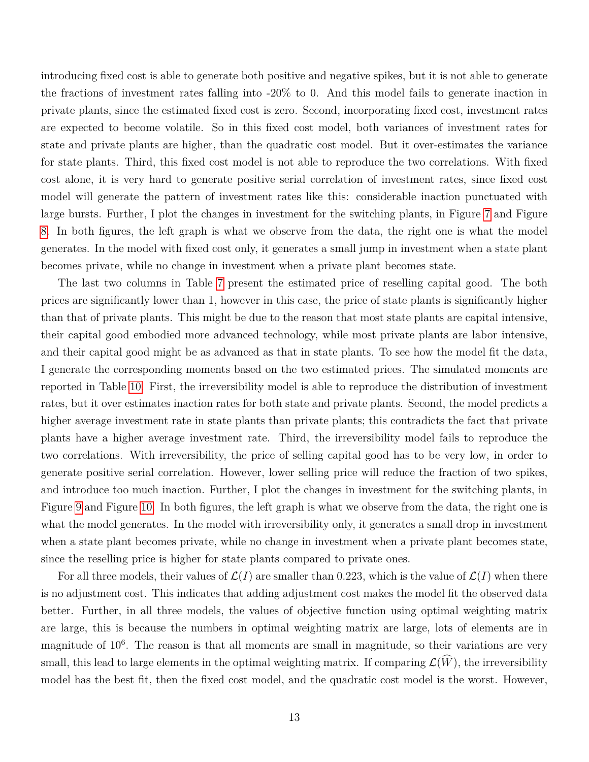introducing fixed cost is able to generate both positive and negative spikes, but it is not able to generate the fractions of investment rates falling into -20% to 0. And this model fails to generate inaction in private plants, since the estimated fixed cost is zero. Second, incorporating fixed cost, investment rates are expected to become volatile. So in this fixed cost model, both variances of investment rates for state and private plants are higher, than the quadratic cost model. But it over-estimates the variance for state plants. Third, this fixed cost model is not able to reproduce the two correlations. With fixed cost alone, it is very hard to generate positive serial correlation of investment rates, since fixed cost model will generate the pattern of investment rates like this: considerable inaction punctuated with large bursts. Further, I plot the changes in investment for the switching plants, in Figure 7 and Figure 8. In both figures, the left graph is what we observe from the data, the right one is what the model generates. In the model with fixed cost only, it generates a small jump in investment when a state plant becomes private, while no change in investment when a private plant becomes state.

The last two columns in Table 7 present the estimated price of reselling capital good. The both prices are significantly lower than 1, however in this case, the price of state plants is significantly higher than that of private plants. This might be due to the reason that most state plants are capital intensive, their capital good embodied more advanced technology, while most private plants are labor intensive, and their capital good might be as advanced as that in state plants. To see how the model fit the data, I generate the corresponding moments based on the two estimated prices. The simulated moments are reported in Table 10. First, the irreversibility model is able to reproduce the distribution of investment rates, but it over estimates inaction rates for both state and private plants. Second, the model predicts a higher average investment rate in state plants than private plants; this contradicts the fact that private plants have a higher average investment rate. Third, the irreversibility model fails to reproduce the two correlations. With irreversibility, the price of selling capital good has to be very low, in order to generate positive serial correlation. However, lower selling price will reduce the fraction of two spikes, and introduce too much inaction. Further, I plot the changes in investment for the switching plants, in Figure 9 and Figure 10. In both figures, the left graph is what we observe from the data, the right one is what the model generates. In the model with irreversibility only, it generates a small drop in investment when a state plant becomes private, while no change in investment when a private plant becomes state, since the reselling price is higher for state plants compared to private ones.

For all three models, their values of $\mathcal{L}(I)$ are smaller than 0.223, which is the value of $\mathcal{L}(I)$ when there is no adjustment cost. This indicates that adding adjustment cost makes the model fit the observed data better. Further, in all three models, the values of objective function using optimal weighting matrix are large, this is because the numbers in optimal weighting matrix are large, lots of elements are in magnitude of $10^6$. The reason is that all moments are small in magnitude, so their variations are very small, this lead to large elements in the optimal weighting matrix. If comparing $\mathcal{L}(\widehat{W})$, the irreversibility model has the best fit, then the fixed cost model, and the quadratic cost model is the worst. However,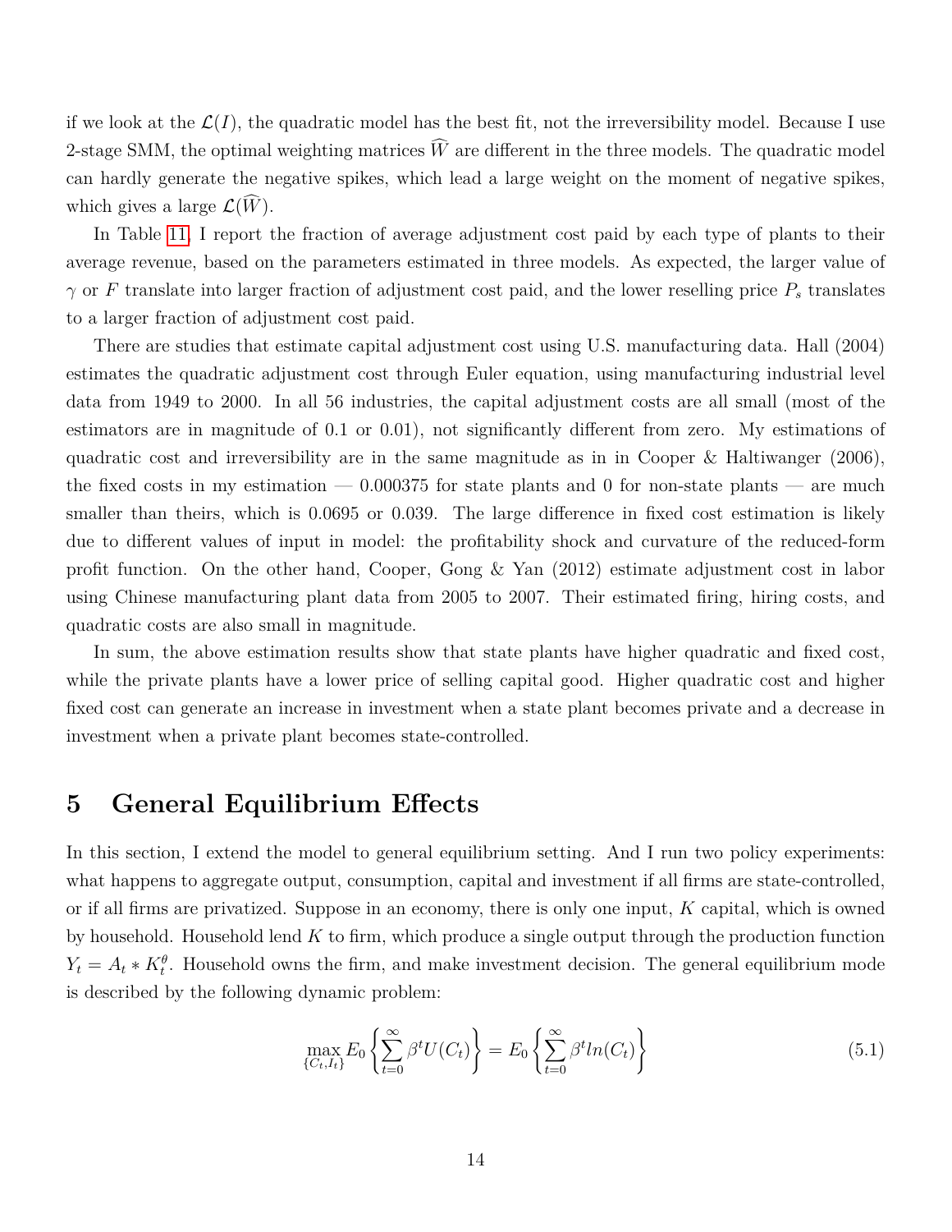if we look at the $\mathcal{L}(I)$, the quadratic model has the best fit, not the irreversibility model. Because I use 2-stage SMM, the optimal weighting matrices $\widehat{W}$ are different in the three models. The quadratic model can hardly generate the negative spikes, which lead a large weight on the moment of negative spikes, which gives a large $\mathcal{L}(\widehat{W})$.

In Table 11, I report the fraction of average adjustment cost paid by each type of plants to their average revenue, based on the parameters estimated in three models. As expected, the larger value of $\gamma$ or $F$ translate into larger fraction of adjustment cost paid, and the lower reselling price $P_s$ translates to a larger fraction of adjustment cost paid.

There are studies that estimate capital adjustment cost using U.S. manufacturing data. Hall (2004) estimates the quadratic adjustment cost through Euler equation, using manufacturing industrial level data from 1949 to 2000. In all 56 industries, the capital adjustment costs are all small (most of the estimators are in magnitude of 0.1 or 0.01), not significantly different from zero. My estimations of quadratic cost and irreversibility are in the same magnitude as in in Cooper & Haltiwanger (2006), the fixed costs in my estimation — 0.000375 for state plants and 0 for non-state plants — are much smaller than theirs, which is 0.0695 or 0.039. The large difference in fixed cost estimation is likely due to different values of input in model: the profitability shock and curvature of the reduced-form profit function. On the other hand, Cooper, Gong & Yan (2012) estimate adjustment cost in labor using Chinese manufacturing plant data from 2005 to 2007. Their estimated firing, hiring costs, and quadratic costs are also small in magnitude.

In sum, the above estimation results show that state plants have higher quadratic and fixed cost, while the private plants have a lower price of selling capital good. Higher quadratic cost and higher fixed cost can generate an increase in investment when a state plant becomes private and a decrease in investment when a private plant becomes state-controlled.

# 5 General Equilibrium Effects

In this section, I extend the model to general equilibrium setting. And I run two policy experiments: what happens to aggregate output, consumption, capital and investment if all firms are state-controlled, or if all firms are privatized. Suppose in an economy, there is only one input, $K$ capital, which is owned by household. Household lend $K$ to firm, which produce a single output through the production function $Y_t = A_t * K_t^{\theta}$. Household owns the firm, and make investment decision. The general equilibrium mode is described by the following dynamic problem:

$$\max_{\{C_t, I_t\}} E_0 \left\{ \sum_{t=0}^{\infty} \beta^t U(C_t) \right\} = E_0 \left\{ \sum_{t=0}^{\infty} \beta^t ln(C_t) \right\} \tag{5.1}$$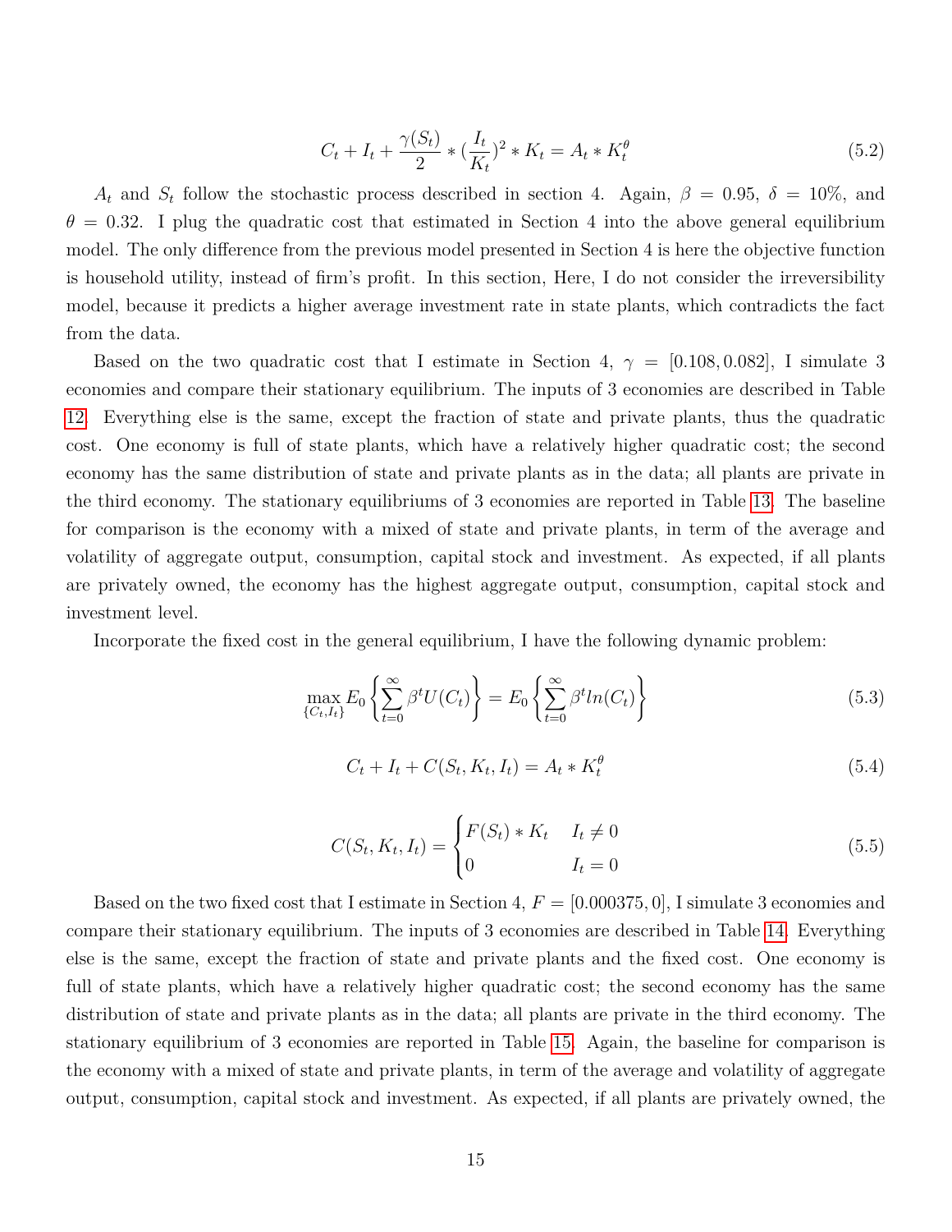$$C_t + I_t + \frac{\gamma(S_t)}{2} * (\frac{I_t}{K_t})^2 * K_t = A_t * K_t^\theta \tag{5.2}$$

$A_t$ and $S_t$ follow the stochastic process described in section 4. Again, $\beta = 0.95$, $\delta = 10\%$, and $\theta = 0.32$. I plug the quadratic cost that estimated in Section 4 into the above general equilibrium model. The only difference from the previous model presented in Section 4 is here the objective function is household utility, instead of firm's profit. In this section, Here, I do not consider the irreversibility model, because it predicts a higher average investment rate in state plants, which contradicts the fact from the data.

Based on the two quadratic cost that I estimate in Section 4, $\gamma = [0.108, 0.082]$, I simulate 3 economies and compare their stationary equilibrium. The inputs of 3 economies are described in Table 12. Everything else is the same, except the fraction of state and private plants, thus the quadratic cost. One economy is full of state plants, which have a relatively higher quadratic cost; the second economy has the same distribution of state and private plants as in the data; all plants are private in the third economy. The stationary equilibriums of 3 economies are reported in Table 13. The baseline for comparison is the economy with a mixed of state and private plants, in term of the average and volatility of aggregate output, consumption, capital stock and investment. As expected, if all plants are privately owned, the economy has the highest aggregate output, consumption, capital stock and investment level.

Incorporate the fixed cost in the general equilibrium, I have the following dynamic problem:

$$\max_{\{C_t, I_t\}} E_0 \left\{ \sum_{t=0}^{\infty} \beta^t U(C_t) \right\} = E_0 \left\{ \sum_{t=0}^{\infty} \beta^t ln(C_t) \right\} \tag{5.3}$$

$$C_t + I_t + C(S_t, K_t, I_t) = A_t * K_t^\theta \tag{5.4}$$

$$C(S_t, K_t, I_t) = \begin{cases} F(S_t) * K_t & I_t \neq 0 \\ 0 & I_t = 0 \end{cases} \tag{5.5}$$

Based on the two fixed cost that I estimate in Section 4, $F = [0.000375, 0]$, I simulate 3 economies and compare their stationary equilibrium. The inputs of 3 economies are described in Table 14. Everything else is the same, except the fraction of state and private plants and the fixed cost. One economy is full of state plants, which have a relatively higher quadratic cost; the second economy has the same distribution of state and private plants as in the data; all plants are private in the third economy. The stationary equilibrium of 3 economies are reported in Table 15. Again, the baseline for comparison is the economy with a mixed of state and private plants, in term of the average and volatility of aggregate output, consumption, capital stock and investment. As expected, if all plants are privately owned, the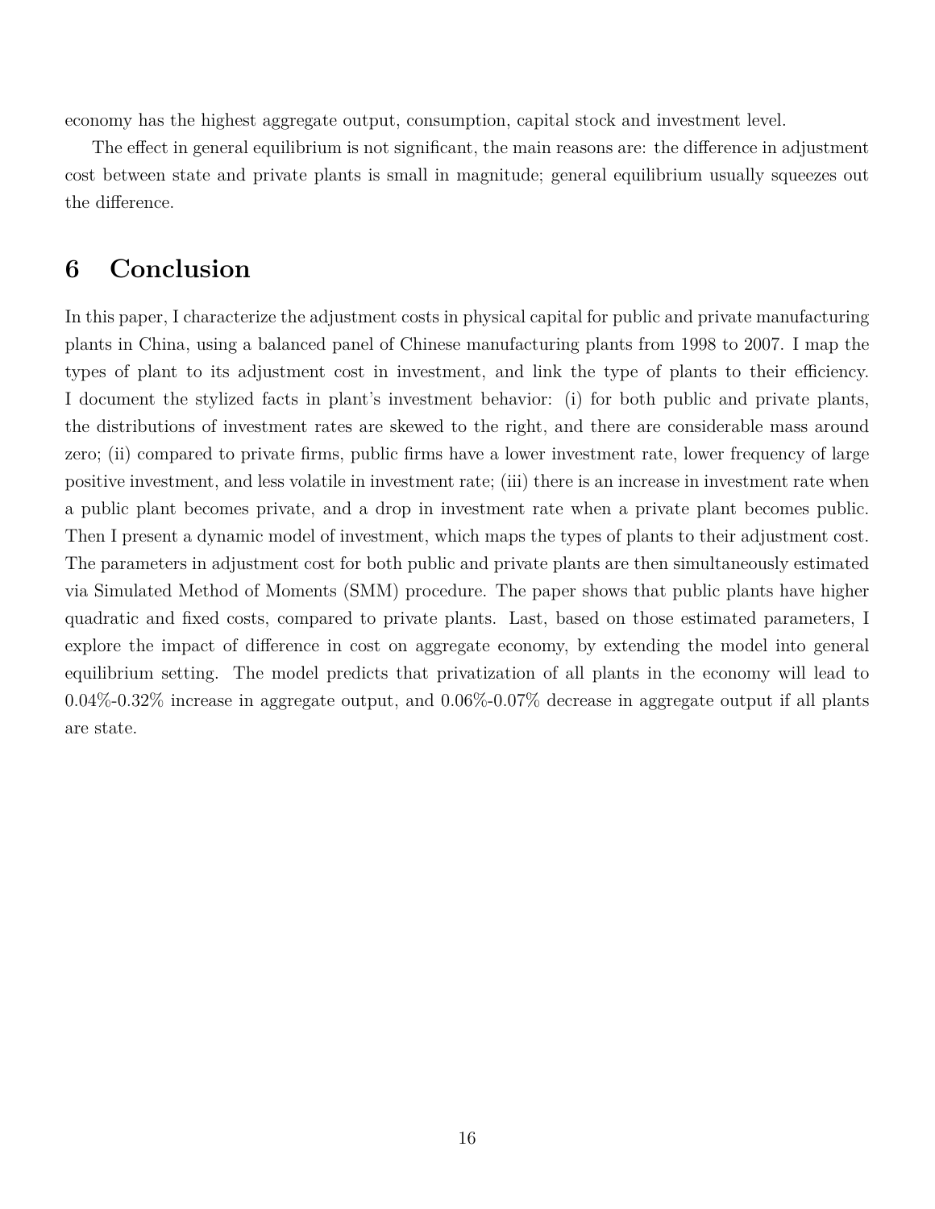economy has the highest aggregate output, consumption, capital stock and investment level.

The effect in general equilibrium is not significant, the main reasons are: the difference in adjustment cost between state and private plants is small in magnitude; general equilibrium usually squeezes out the difference.

# 6 Conclusion

In this paper, I characterize the adjustment costs in physical capital for public and private manufacturing plants in China, using a balanced panel of Chinese manufacturing plants from 1998 to 2007. I map the types of plant to its adjustment cost in investment, and link the type of plants to their efficiency. I document the stylized facts in plant's investment behavior: (i) for both public and private plants, the distributions of investment rates are skewed to the right, and there are considerable mass around zero; (ii) compared to private firms, public firms have a lower investment rate, lower frequency of large positive investment, and less volatile in investment rate; (iii) there is an increase in investment rate when a public plant becomes private, and a drop in investment rate when a private plant becomes public. Then I present a dynamic model of investment, which maps the types of plants to their adjustment cost. The parameters in adjustment cost for both public and private plants are then simultaneously estimated via Simulated Method of Moments (SMM) procedure. The paper shows that public plants have higher quadratic and fixed costs, compared to private plants. Last, based on those estimated parameters, I explore the impact of difference in cost on aggregate economy, by extending the model into general equilibrium setting. The model predicts that privatization of all plants in the economy will lead to 0.04%-0.32% increase in aggregate output, and 0.06%-0.07% decrease in aggregate output if all plants are state.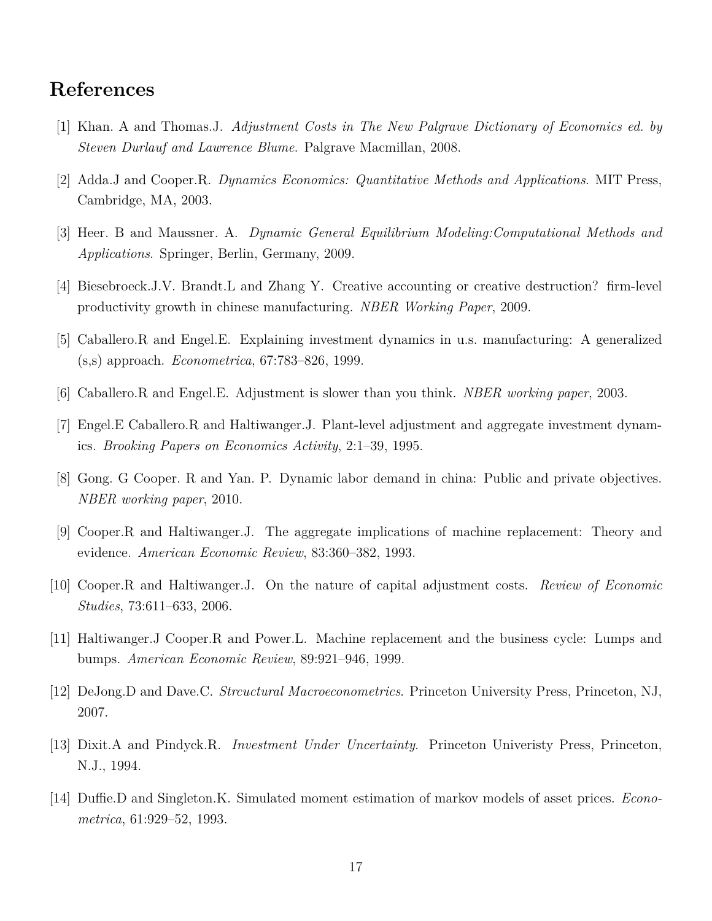# References

[1] Khan. A and Thomas.J. *Adjustment Costs in The New Palgrave Dictionary of Economics ed. by Steven Durlauf and Lawrence Blume*. Palgrave Macmillan, 2008.

[2] Adda.J and Cooper.R. *Dynamics Economics: Quantitative Methods and Applications*. MIT Press, Cambridge, MA, 2003.

[3] Heer. B and Maussner. A. *Dynamic General Equilibrium Modeling:Computational Methods and Applications*. Springer, Berlin, Germany, 2009.

[4] Biesebroeck.J.V. Brandt.L and Zhang Y. Creative accounting or creative destruction? firm-level productivity growth in chinese manufacturing. *NBER Working Paper*, 2009.

[5] Caballero.R and Engel.E. Explaining investment dynamics in u.s. manufacturing: A generalized (s,s) approach. *Econometrica*, 67:783–826, 1999.

[6] Caballero.R and Engel.E. Adjustment is slower than you think. *NBER working paper*, 2003.

[7] Engel.E Caballero.R and Haltiwanger.J. Plant-level adjustment and aggregate investment dynamics. *Brooking Papers on Economics Activity*, 2:1–39, 1995.

[8] Gong. G Cooper. R and Yan. P. Dynamic labor demand in china: Public and private objectives. *NBER working paper*, 2010.

[9] Cooper.R and Haltiwanger.J. The aggregate implications of machine replacement: Theory and evidence. *American Economic Review*, 83:360–382, 1993.

[10] Cooper.R and Haltiwanger.J. On the nature of capital adjustment costs. *Review of Economic Studies*, 73:611–633, 2006.

[11] Haltiwanger.J Cooper.R and Power.L. Machine replacement and the business cycle: Lumps and bumps. *American Economic Review*, 89:921–946, 1999.

[12] DeJong.D and Dave.C. *Strcuctural Macroeconometrics*. Princeton University Press, Princeton, NJ, 2007.

[13] Dixit.A and Pindyck.R. *Investment Under Uncertainty*. Princeton Univeristy Press, Princeton, N.J., 1994.

[14] Duffie.D and Singleton.K. Simulated moment estimation of markov models of asset prices. *Econometrica*, 61:929–52, 1993.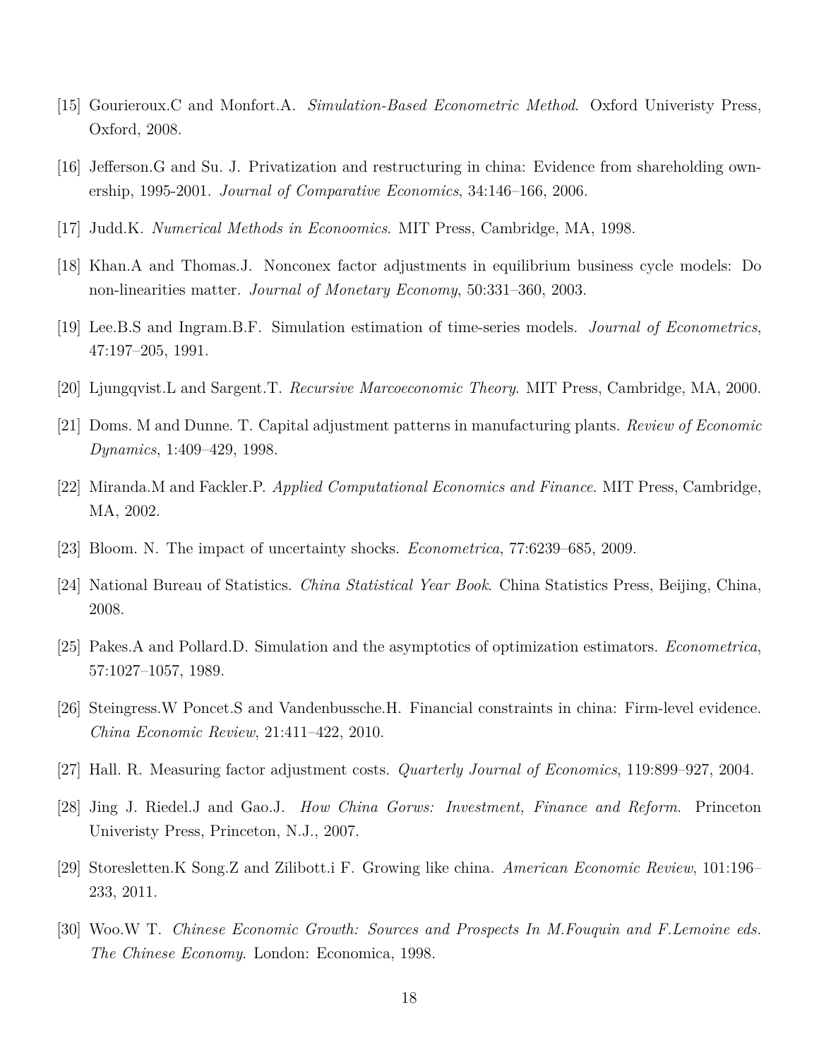[15] Gourieroux.C and Monfort.A. *Simulation-Based Econometric Method*. Oxford Univeristy Press, Oxford, 2008.

[16] Jefferson.G and Su. J. Privatization and restructuring in china: Evidence from shareholding ownership, 1995-2001. *Journal of Comparative Economics*, 34:146–166, 2006.

[17] Judd.K. *Numerical Methods in Econoomics*. MIT Press, Cambridge, MA, 1998.

[18] Khan.A and Thomas.J. Nonconex factor adjustments in equilibrium business cycle models: Do non-linearities matter. *Journal of Monetary Economy*, 50:331–360, 2003.

[19] Lee.B.S and Ingram.B.F. Simulation estimation of time-series models. *Journal of Econometrics*, 47:197–205, 1991.

[20] Ljungqvist.L and Sargent.T. *Recursive Marcoeconomic Theory*. MIT Press, Cambridge, MA, 2000.

[21] Doms. M and Dunne. T. Capital adjustment patterns in manufacturing plants. *Review of Economic Dynamics*, 1:409–429, 1998.

[22] Miranda.M and Fackler.P. *Applied Computational Economics and Finance*. MIT Press, Cambridge, MA, 2002.

[23] Bloom. N. The impact of uncertainty shocks. *Econometrica*, 77:6239–685, 2009.

[24] National Bureau of Statistics. *China Statistical Year Book*. China Statistics Press, Beijing, China, 2008.

[25] Pakes.A and Pollard.D. Simulation and the asymptotics of optimization estimators. *Econometrica*, 57:1027–1057, 1989.

[26] Steingress.W Poncet.S and Vandenbussche.H. Financial constraints in china: Firm-level evidence. *China Economic Review*, 21:411–422, 2010.

[27] Hall. R. Measuring factor adjustment costs. *Quarterly Journal of Economics*, 119:899–927, 2004.

[28] Jing J. Riedel.J and Gao.J. *How China Gorws: Investment, Finance and Reform*. Princeton Univeristy Press, Princeton, N.J., 2007.

[29] Storesletten.K Song.Z and Zilibott.i F. Growing like china. *American Economic Review*, 101:196–233, 2011.

[30] Woo.W T. *Chinese Economic Growth: Sources and Prospects In M.Fouquin and F.Lemoine eds. The Chinese Economy*. London: Economica, 1998.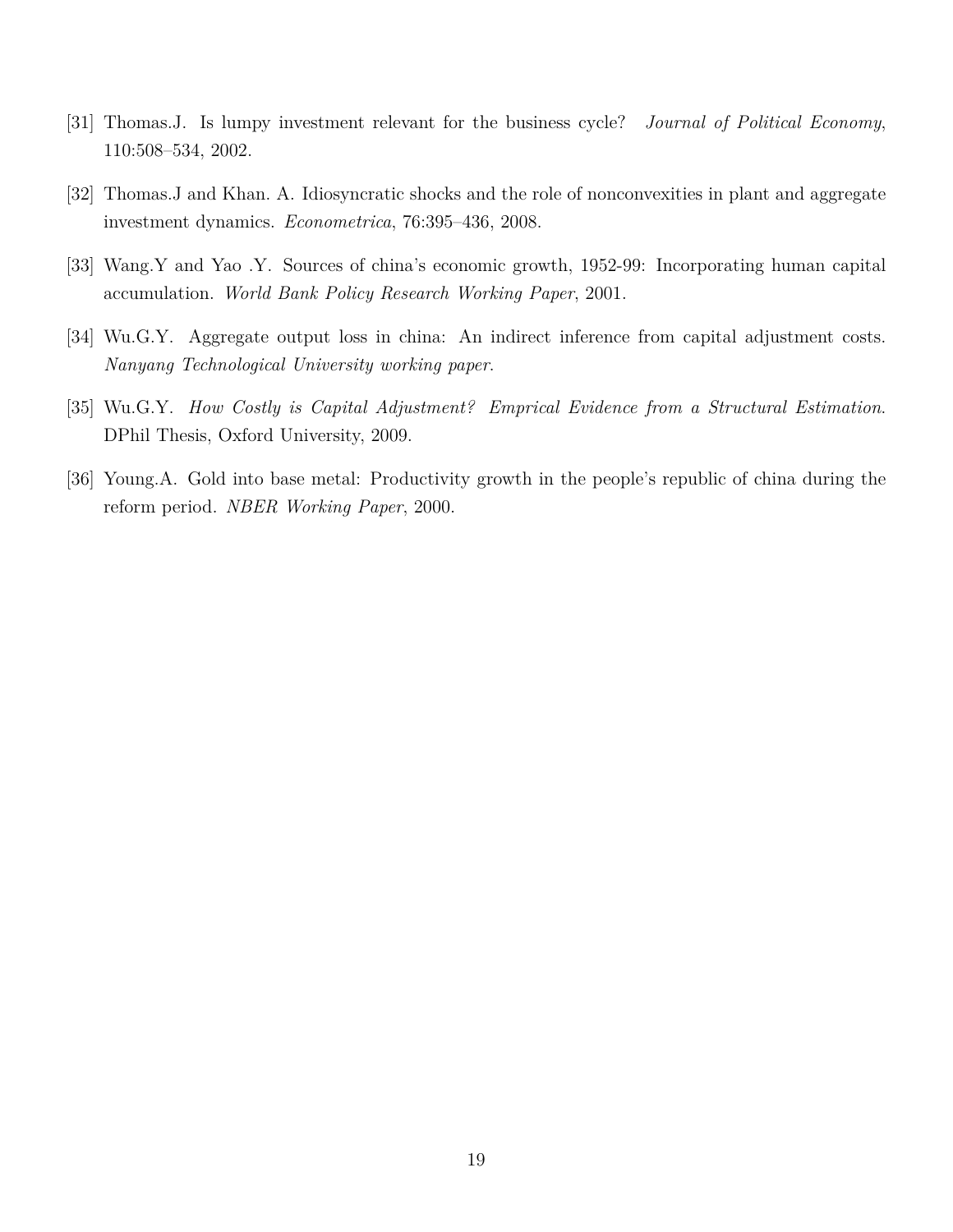[31] Thomas.J. Is lumpy investment relevant for the business cycle? *Journal of Political Economy*, 110:508–534, 2002.

[32] Thomas.J and Khan. A. Idiosyncratic shocks and the role of nonconvexities in plant and aggregate investment dynamics. *Econometrica*, 76:395–436, 2008.

[33] Wang.Y and Yao .Y. Sources of china's economic growth, 1952-99: Incorporating human capital accumulation. *World Bank Policy Research Working Paper*, 2001.

[34] Wu.G.Y. Aggregate output loss in china: An indirect inference from capital adjustment costs. *Nanyang Technological University working paper.*

[35] Wu.G.Y. *How Costly is Capital Adjustment? Emprical Evidence from a Structural Estimation.* DPhil Thesis, Oxford University, 2009.

[36] Young.A. Gold into base metal: Productivity growth in the people's republic of china during the reform period. *NBER Working Paper*, 2000.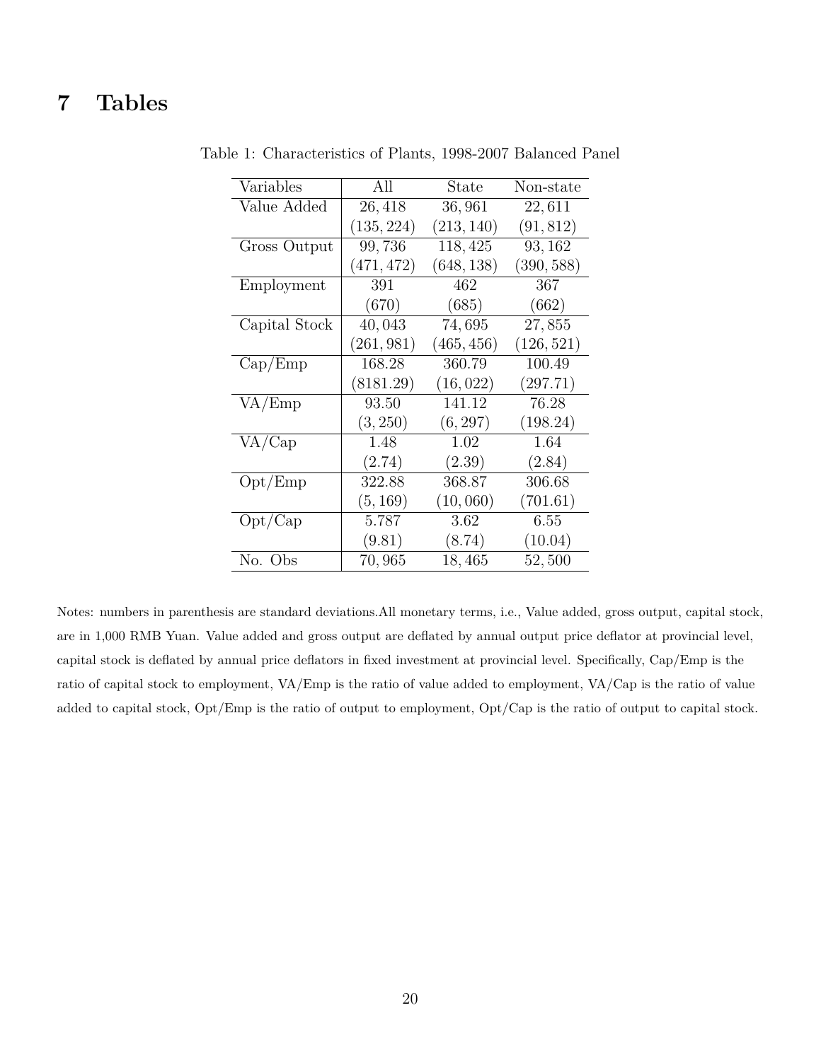# 7 Tables

Table 1: Characteristics of Plants, 1998-2007 Balanced Panel

| Variables | All | State | Non-state |
|---|---|---|---|
| Value Added | 26,418 | 36,961 | 22,611 |
| | (135,224) | (213,140) | (91,812) |
| Gross Output | 99,736 | 118,425 | 93,162 |
| | (471,472) | (648,138) | (390,588) |
| Employment | 391 | 462 | 367 |
| | (670) | (685) | (662) |
| Capital Stock | 40,043 | 74,695 | 27,855 |
| | (261,981) | (465,456) | (126,521) |
| Cap/Emp | 168.28 | 360.79 | 100.49 |
| | (8181.29) | (16,022) | (297.71) |
| VA/Emp | 93.50 | 141.12 | 76.28 |
| | (3,250) | (6,297) | (198.24) |
| VA/Cap | 1.48 | 1.02 | 1.64 |
| | (2.74) | (2.39) | (2.84) |
| Opt/Emp | 322.88 | 368.87 | 306.68 |
| | (5,169) | (10,060) | (701.61) |
| Opt/Cap | 5.787 | 3.62 | 6.55 |
| | (9.81) | (8.74) | (10.04) |
| No. Obs | 70,965 | 18,465 | 52,500 |

Notes: numbers in parenthesis are standard deviations.All monetary terms, i.e., Value added, gross output, capital stock, are in 1,000 RMB Yuan. Value added and gross output are deflated by annual output price deflator at provincial level, capital stock is deflated by annual price deflators in fixed investment at provincial level. Specifically, Cap/Emp is the ratio of capital stock to employment, VA/Emp is the ratio of value added to employment, VA/Cap is the ratio of value added to capital stock, Opt/Emp is the ratio of output to employment, Opt/Cap is the ratio of output to capital stock.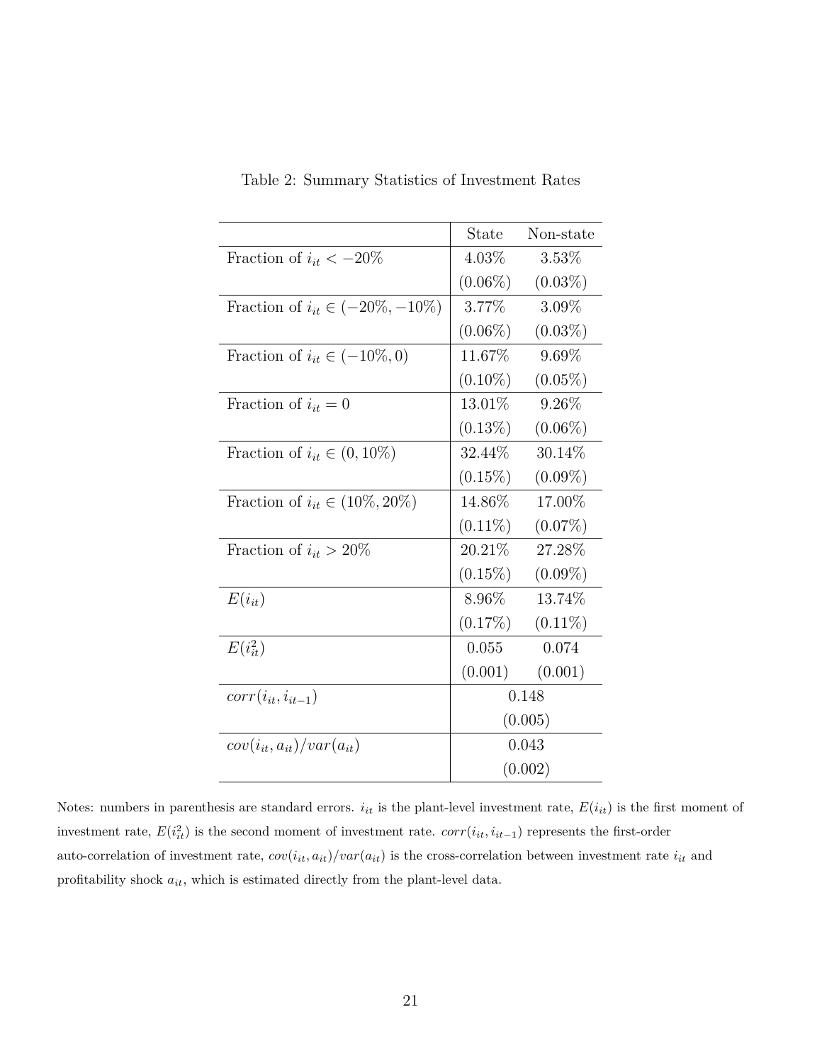Table 2: Summary Statistics of Investment Rates

| | State | Non-state |
|---|---|---|
| Fraction of $i_{it} < -20\%$ | 4.03% | 3.53% |
| | (0.06%) | (0.03%) |
| Fraction of $i_{it} \in (-20\%, -10\%)$ | 3.77% | 3.09% |
| | (0.06%) | (0.03%) |
| Fraction of $i_{it} \in (-10\%, 0)$ | 11.67% | 9.69% |
| | (0.10%) | (0.05%) |
| Fraction of $i_{it} = 0$ | 13.01% | 9.26% |
| | (0.13%) | (0.06%) |
| Fraction of $i_{it} \in (0, 10\%)$ | 32.44% | 30.14% |
| | (0.15%) | (0.09%) |
| Fraction of $i_{it} \in (10\%, 20\%)$ | 14.86% | 17.00% |
| | (0.11%) | (0.07%) |
| Fraction of $i_{it} > 20\%$ | 20.21% | 27.28% |
| | (0.15%) | (0.09%) |
| $E(i_{it})$ | 8.96% | 13.74% |
| | (0.17%) | (0.11%) |
| $E(i_{it}^2)$ | 0.055 | 0.074 |
| | (0.001) | (0.001) |
| $corr(i_{it}, i_{it-1})$ | 0.148 | |
| | (0.005) | |
| $cov(i_{it}, a_{it})/var(a_{it})$ | 0.043 | |
| | (0.002) | |

Notes: numbers in parenthesis are standard errors. $i_{it}$ is the plant-level investment rate, $E(i_{it})$ is the first moment of investment rate, $E(i_{it}^2)$ is the second moment of investment rate. $corr(i_{it}, i_{it-1})$ represents the first-order auto-correlation of investment rate, $cov(i_{it}, a_{it})/var(a_{it})$ is the cross-correlation between investment rate $i_{it}$ and profitability shock $a_{it}$, which is estimated directly from the plant-level data.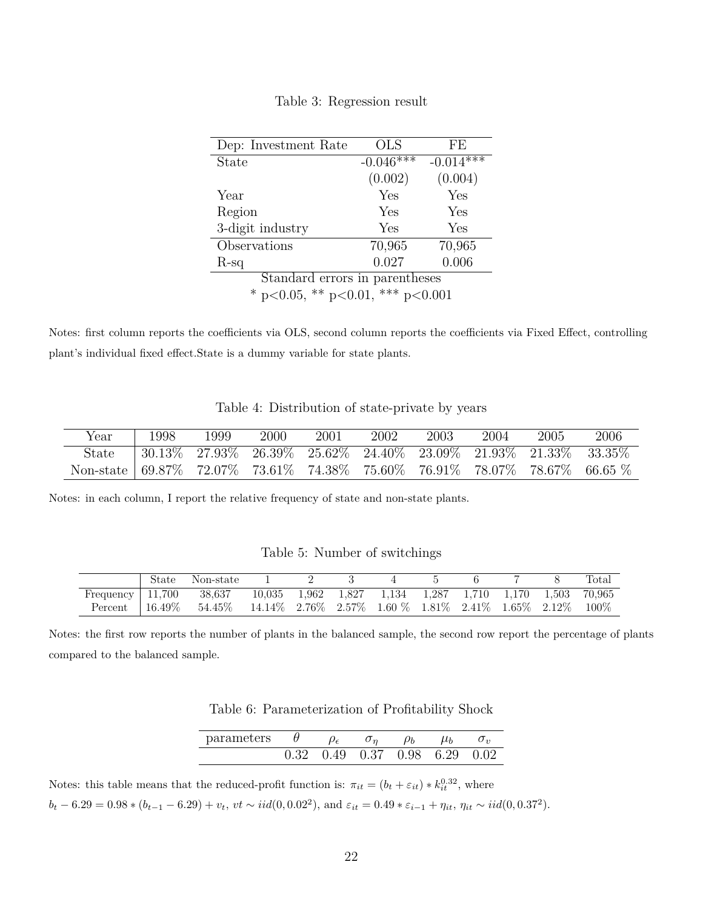Table 3: Regression result

| Dep: Investment Rate | OLS | FE |
|---|---|---|
| State | -0.046*** | -0.014*** |
| | (0.002) | (0.004) |
| Year | Yes | Yes |
| Region | Yes | Yes |
| 3-digit industry | Yes | Yes |
| Observations | 70,965 | 70,965 |
| R-sq | 0.027 | 0.006 |

Standard errors in parentheses
* p<0.05, ** p<0.01, *** p<0.001

Notes: first column reports the coefficients via OLS, second column reports the coefficients via Fixed Effect, controlling plant's individual fixed effect.State is a dummy variable for state plants.

Table 4: Distribution of state-private by years

| Year | 1998 | 1999 | 2000 | 2001 | 2002 | 2003 | 2004 | 2005 | 2006 |
|---|---|---|---|---|---|---|---|---|---|
| State | 30.13% | 27.93% | 26.39% | 25.62% | 24.40% | 23.09% | 21.93% | 21.33% | 33.35% |
| Non-state | 69.87% | 72.07% | 73.61% | 74.38% | 75.60% | 76.91% | 78.07% | 78.67% | 66.65 % |

Notes: in each column, I report the relative frequency of state and non-state plants.

Table 5: Number of switchings

| | State | Non-state | 1 | 2 | 3 | 4 | 5 | 6 | 7 | 8 | Total |
|---|---|---|---|---|---|---|---|---|---|---|---|
| Frequency | 11,700 | 38,637 | 10,035 | 1,962 | 1,827 | 1,134 | 1,287 | 1,710 | 1,170 | 1,503 | 70,965 |
| Percent | 16.49% | 54.45% | 14.14% | 2.76% | 2.57% | 1.60 % | 1.81% | 2.41% | 1.65% | 2.12% | 100% |

Notes: the first row reports the number of plants in the balanced sample, the second row report the percentage of plants compared to the balanced sample.

Table 6: Parameterization of Profitability Shock

| parameters | $\theta$ | $\rho_\epsilon$ | $\sigma_\eta$ | $\rho_b$ | $\mu_b$ | $\sigma_v$ |
|---|---|---|---|---|---|---|
| | 0.32 | 0.49 | 0.37 | 0.98 | 6.29 | 0.02 |

Notes: this table means that the reduced-profit function is: $\pi_{it} = (b_t + \varepsilon_{it}) * k_{it}^{0.32}$, where $b_t - 6.29 = 0.98 * (b_{t-1} - 6.29) + v_t$, $vt \sim iid(0, 0.02^2)$, and $\varepsilon_{it} = 0.49 * \varepsilon_{i-1} + \eta_{it}$, $\eta_{it} \sim iid(0, 0.37^2)$.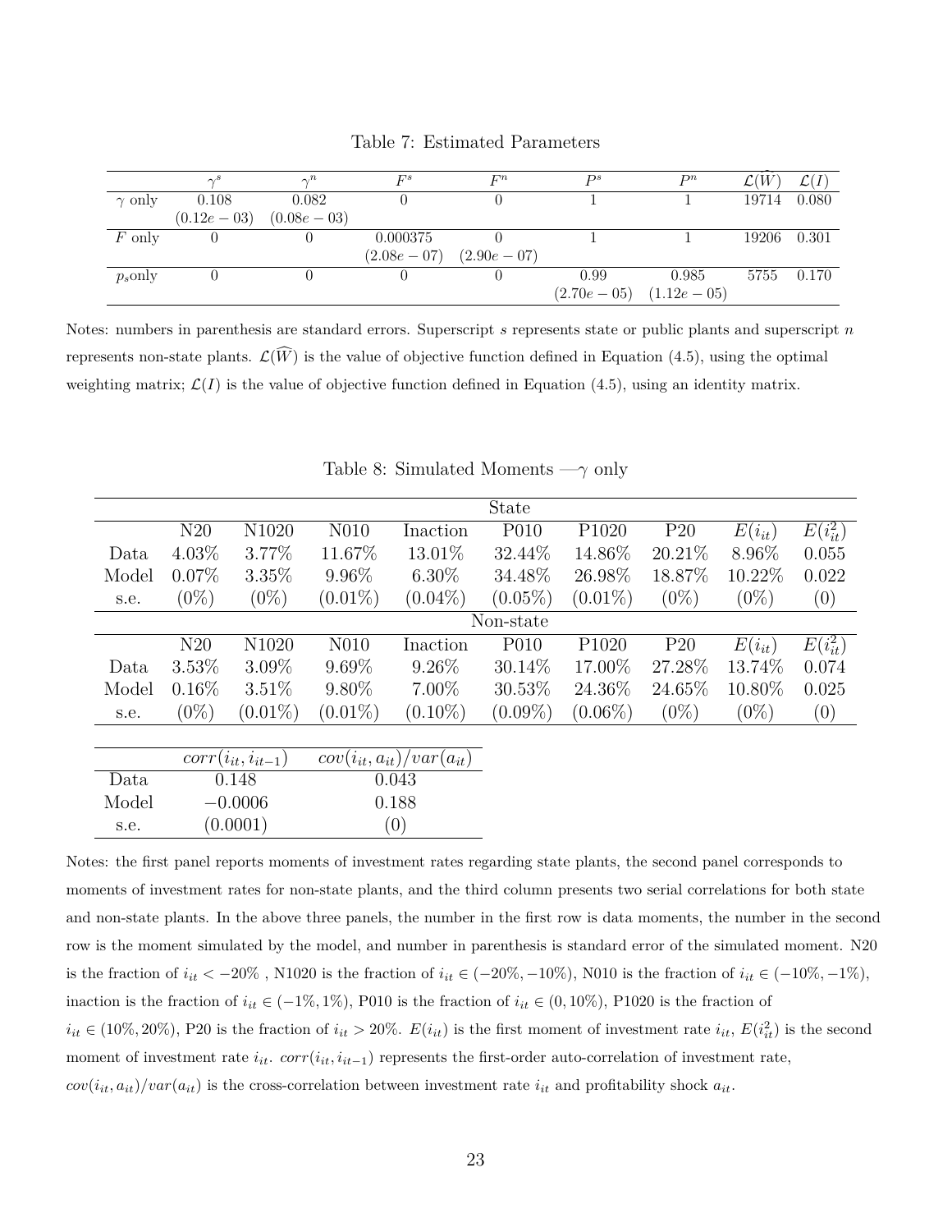Table 7: Estimated Parameters

| | $\gamma^s$ | $\gamma^n$ | $F^s$ | $F^n$ | $P^s$ | $P^n$ | $\mathcal{L}(\widehat{W})$ | $\mathcal{L}(I)$ |
|---|---|---|---|---|---|---|---|---|
| $\gamma$ only | 0.108 | 0.082 | 0 | 0 | 1 | 1 | 19714 | 0.080 |
| | $(0.12e-03)$ | $(0.08e-03)$ | | | | | | |
| $F$ only | 0 | 0 | 0.000375 | 0 | 1 | 1 | 19206 | 0.301 |
| | | | $(2.08e-07)$ | $(2.90e-07)$ | | | | |
| $p_s$only | 0 | 0 | 0 | 0 | 0.99 | 0.985 | 5755 | 0.170 |
| | | | | | $(2.70e-05)$ | $(1.12e-05)$ | | |

Notes: numbers in parenthesis are standard errors. Superscript $s$ represents state or public plants and superscript $n$ represents non-state plants. $\mathcal{L}(\widehat{W})$ is the value of objective function defined in Equation (4.5), using the optimal weighting matrix; $\mathcal{L}(I)$ is the value of objective function defined in Equation (4.5), using an identity matrix.

Table 8: Simulated Moments —$\gamma$ only

| State | | | | | | | | | |
|---|---|---|---|---|---|---|---|---|---|
| | N20 | N1020 | N010 | Inaction | P010 | P1020 | P20 | $E(i_{it})$ | $E(i_{it}^2)$ |
| Data | 4.03% | 3.77% | 11.67% | 13.01% | 32.44% | 14.86% | 20.21% | 8.96% | 0.055 |
| Model | 0.07% | 3.35% | 9.96% | 6.30% | 34.48% | 26.98% | 18.87% | 10.22% | 0.022 |
| s.e. | (0%) | (0%) | (0.01%) | (0.04%) | (0.05%) | (0.01%) | (0%) | (0%) | (0) |
| **Non-state** | | | | | | | | | |
| | N20 | N1020 | N010 | Inaction | P010 | P1020 | P20 | $E(i_{it})$ | $E(i_{it}^2)$ |
| Data | 3.53% | 3.09% | 9.69% | 9.26% | 30.14% | 17.00% | 27.28% | 13.74% | 0.074 |
| Model | 0.16% | 3.51% | 9.80% | 7.00% | 30.53% | 24.36% | 24.65% | 10.80% | 0.025 |
| s.e. | (0%) | (0.01%) | (0.01%) | (0.10%) | (0.09%) | (0.06%) | (0%) | (0%) | (0) |

| | $corr(i_{it}, i_{it-1})$ | $cov(i_{it}, a_{it})/var(a_{it})$ |
|---|---|---|
| Data | 0.148 | 0.043 |
| Model | $-0.0006$ | 0.188 |
| s.e. | (0.0001) | (0) |

Notes: the first panel reports moments of investment rates regarding state plants, the second panel corresponds to moments of investment rates for non-state plants, and the third column presents two serial correlations for both state and non-state plants. In the above three panels, the number in the first row is data moments, the number in the second row is the moment simulated by the model, and number in parenthesis is standard error of the simulated moment. N20 is the fraction of $i_{it} < -20\%$ , N1020 is the fraction of $i_{it} \in (-20\%, -10\%)$, N010 is the fraction of $i_{it} \in (-10\%, -1\%)$, inaction is the fraction of $i_{it} \in (-1\%, 1\%)$, P010 is the fraction of $i_{it} \in (0, 10\%)$, P1020 is the fraction of $i_{it} \in (10\%, 20\%)$, P20 is the fraction of $i_{it} > 20\%$. $E(i_{it})$ is the first moment of investment rate $i_{it}$, $E(i_{it}^2)$ is the second moment of investment rate $i_{it}$. $corr(i_{it}, i_{it-1})$ represents the first-order auto-correlation of investment rate, $cov(i_{it}, a_{it})/var(a_{it})$ is the cross-correlation between investment rate $i_{it}$ and profitability shock $a_{it}$.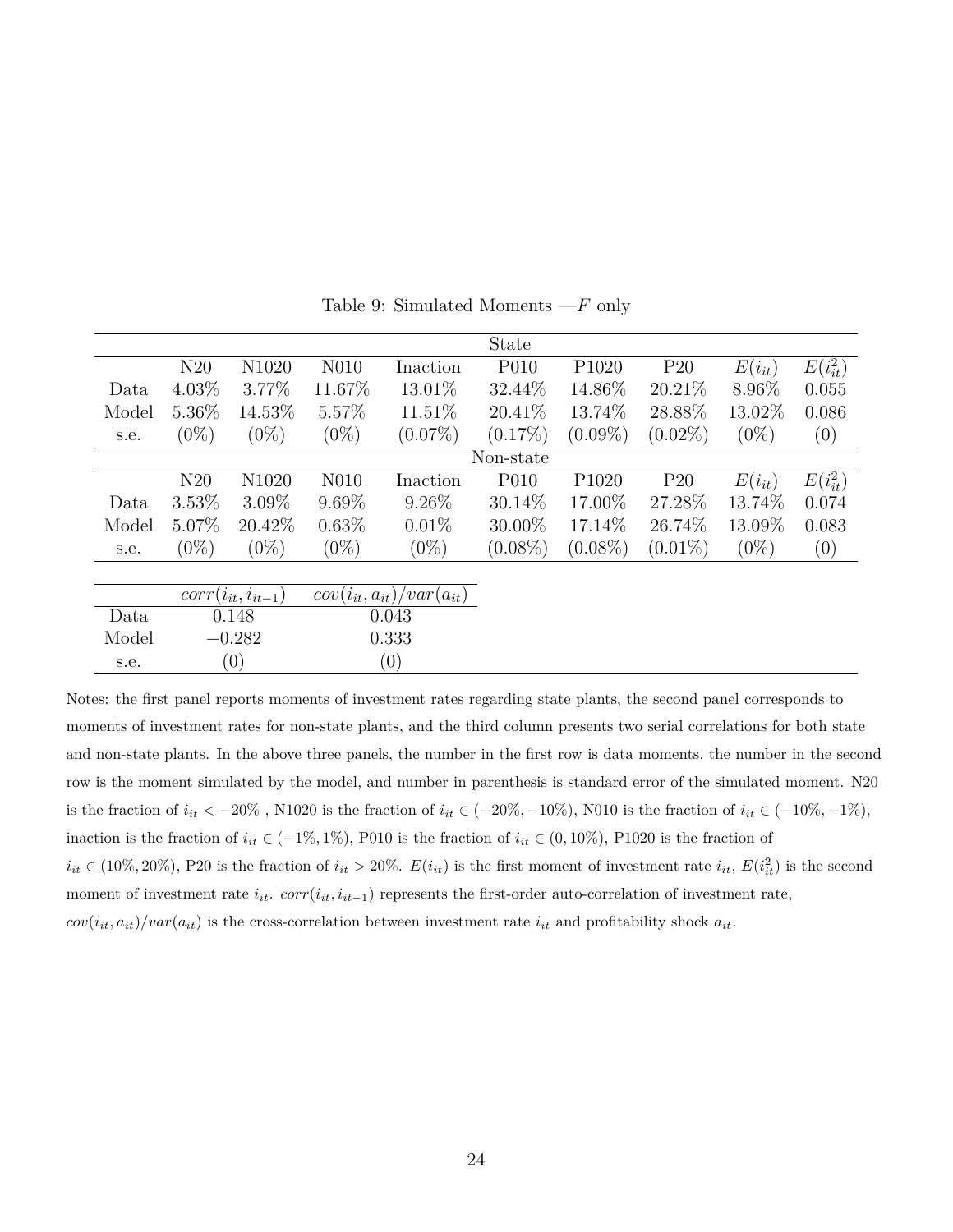Table 9: Simulated Moments —$F$ only

| | State | | | | | | | | |
|---|---|---|---|---|---|---|---|---|---|
| | N20 | N1020 | N010 | Inaction | P010 | P1020 | P20 | $E(i_{it})$ | $E(i_{it}^2)$ |
| Data | 4.03% | 3.77% | 11.67% | 13.01% | 32.44% | 14.86% | 20.21% | 8.96% | 0.055 |
| Model | 5.36% | 14.53% | 5.57% | 11.51% | 20.41% | 13.74% | 28.88% | 13.02% | 0.086 |
| s.e. | (0%) | (0%) | (0%) | (0.07%) | (0.17%) | (0.09%) | (0.02%) | (0%) | (0) |
| | Non-state | | | | | | | | |
| | N20 | N1020 | N010 | Inaction | P010 | P1020 | P20 | $E(i_{it})$ | $E(i_{it}^2)$ |
| Data | 3.53% | 3.09% | 9.69% | 9.26% | 30.14% | 17.00% | 27.28% | 13.74% | 0.074 |
| Model | 5.07% | 20.42% | 0.63% | 0.01% | 30.00% | 17.14% | 26.74% | 13.09% | 0.083 |
| s.e. | (0%) | (0%) | (0%) | (0%) | (0.08%) | (0.08%) | (0.01%) | (0%) | (0) |

| | $corr(i_{it}, i_{it-1})$ | $cov(i_{it}, a_{it})/var(a_{it})$ |
|---|---|---|
| Data | 0.148 | 0.043 |
| Model | $-0.282$ | 0.333 |
| s.e. | (0) | (0) |

Notes: the first panel reports moments of investment rates regarding state plants, the second panel corresponds to moments of investment rates for non-state plants, and the third column presents two serial correlations for both state and non-state plants. In the above three panels, the number in the first row is data moments, the number in the second row is the moment simulated by the model, and number in parenthesis is standard error of the simulated moment. N20 is the fraction of $i_{it} < -20\%$ , N1020 is the fraction of $i_{it} \in (-20\%, -10\%)$, N010 is the fraction of $i_{it} \in (-10\%, -1\%)$, inaction is the fraction of $i_{it} \in (-1\%, 1\%)$, P010 is the fraction of $i_{it} \in (0, 10\%)$, P1020 is the fraction of $i_{it} \in (10\%, 20\%)$, P20 is the fraction of $i_{it} > 20\%$. $E(i_{it})$ is the first moment of investment rate $i_{it}$, $E(i_{it}^2)$ is the second moment of investment rate $i_{it}$. $corr(i_{it}, i_{it-1})$ represents the first-order auto-correlation of investment rate, $cov(i_{it}, a_{it})/var(a_{it})$ is the cross-correlation between investment rate $i_{it}$ and profitability shock $a_{it}$.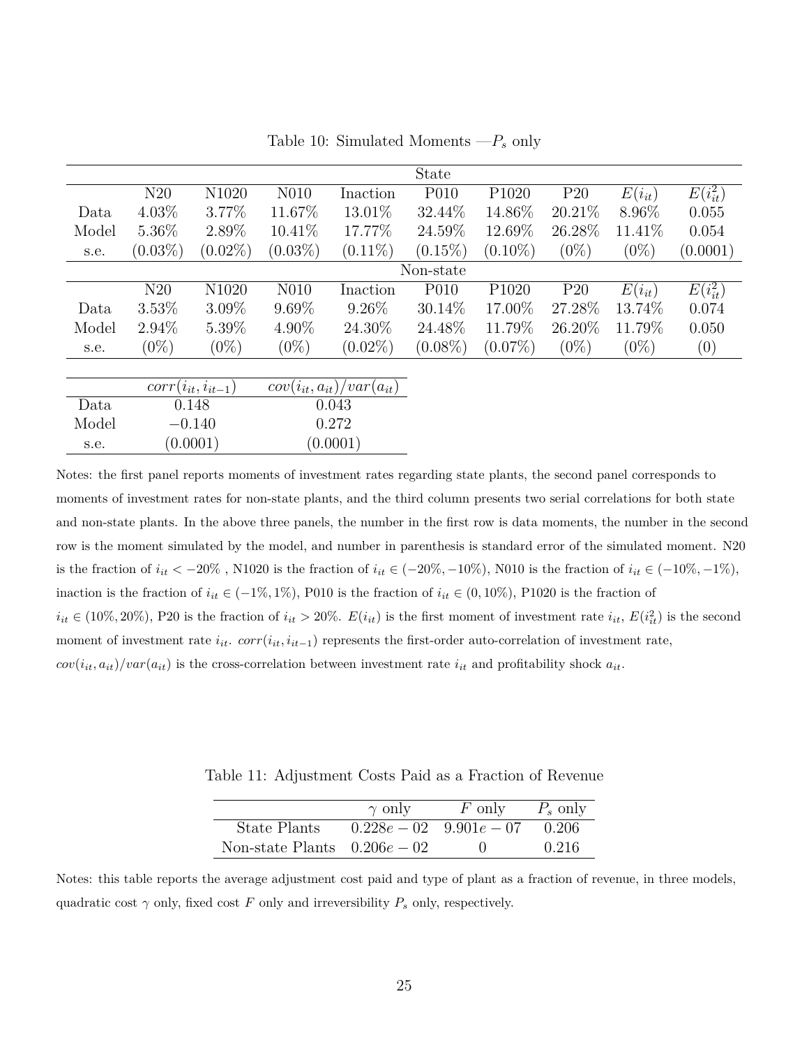Table 10: Simulated Moments —$P_s$ only

| | State | | | | | | | | |
|---|---|---|---|---|---|---|---|---|---|
| | N20 | N1020 | N010 | Inaction | P010 | P1020 | P20 | $E(i_{it})$ | $E(i_{it}^2)$ |
| Data | 4.03% | 3.77% | 11.67% | 13.01% | 32.44% | 14.86% | 20.21% | 8.96% | 0.055 |
| Model | 5.36% | 2.89% | 10.41% | 17.77% | 24.59% | 12.69% | 26.28% | 11.41% | 0.054 |
| s.e. | (0.03%) | (0.02%) | (0.03%) | (0.11%) | (0.15%) | (0.10%) | (0%) | (0%) | (0.0001) |
| | Non-state | | | | | | | | |
| | N20 | N1020 | N010 | Inaction | P010 | P1020 | P20 | $E(i_{it})$ | $E(i_{it}^2)$ |
| Data | 3.53% | 3.09% | 9.69% | 9.26% | 30.14% | 17.00% | 27.28% | 13.74% | 0.074 |
| Model | 2.94% | 5.39% | 4.90% | 24.30% | 24.48% | 11.79% | 26.20% | 11.79% | 0.050 |
| s.e. | (0%) | (0%) | (0%) | (0.02%) | (0.08%) | (0.07%) | (0%) | (0%) | (0) |

| | $corr(i_{it}, i_{it-1})$ | $cov(i_{it}, a_{it})/var(a_{it})$ |
|---|---|---|
| Data | 0.148 | 0.043 |
| Model | $-0.140$ | 0.272 |
| s.e. | (0.0001) | (0.0001) |

Notes: the first panel reports moments of investment rates regarding state plants, the second panel corresponds to moments of investment rates for non-state plants, and the third column presents two serial correlations for both state and non-state plants. In the above three panels, the number in the first row is data moments, the number in the second row is the moment simulated by the model, and number in parenthesis is standard error of the simulated moment. N20 is the fraction of $i_{it} < -20\%$ , N1020 is the fraction of $i_{it} \in (-20\%, -10\%)$, N010 is the fraction of $i_{it} \in (-10\%, -1\%)$, inaction is the fraction of $i_{it} \in (-1\%, 1\%)$, P010 is the fraction of $i_{it} \in (0, 10\%)$, P1020 is the fraction of $i_{it} \in (10\%, 20\%)$, P20 is the fraction of $i_{it} > 20\%$. $E(i_{it})$ is the first moment of investment rate $i_{it}$, $E(i_{it}^2)$ is the second moment of investment rate $i_{it}$. $corr(i_{it}, i_{it-1})$ represents the first-order auto-correlation of investment rate, $cov(i_{it}, a_{it})/var(a_{it})$ is the cross-correlation between investment rate $i_{it}$ and profitability shock $a_{it}$.

Table 11: Adjustment Costs Paid as a Fraction of Revenue

| | $\gamma$ only | $F$ only | $P_s$ only |
|---|---|---|---|
| State Plants | $0.228e-02$ | $9.901e-07$ | 0.206 |
| Non-state Plants | $0.206e-02$ | 0 | 0.216 |

Notes: this table reports the average adjustment cost paid and type of plant as a fraction of revenue, in three models, quadratic cost $\gamma$ only, fixed cost $F$ only and irreversibility $P_s$ only, respectively.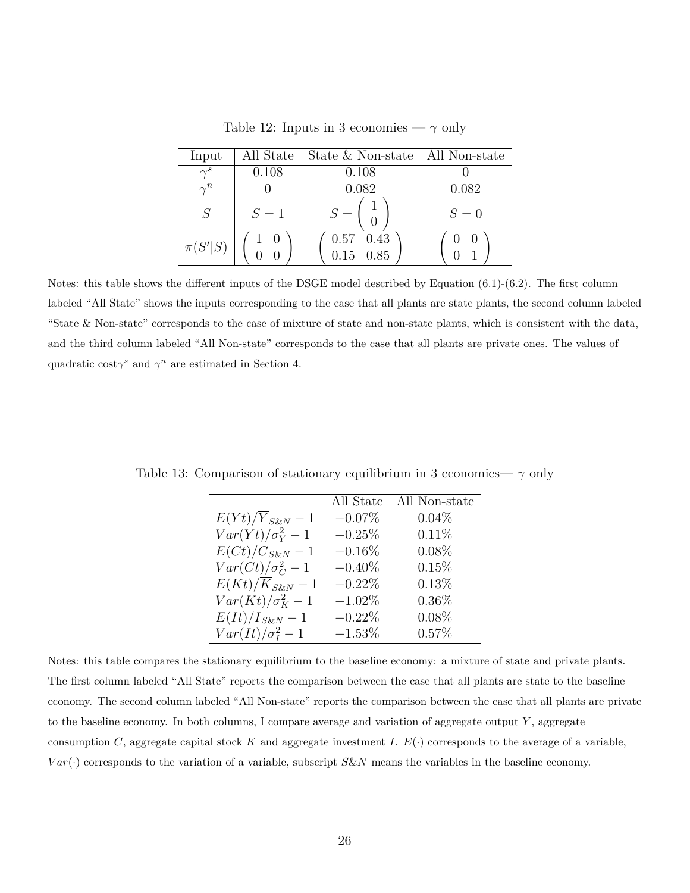Table 12: Inputs in 3 economies — $\gamma$ only

| Input | All State | State & Non-state | All Non-state |
|---|---|---|---|
| $\gamma^s$ | 0.108 | 0.108 | 0 |
| $\gamma^n$ | 0 | 0.082 | 0.082 |
| $S$ | $S = 1$ | $S = \begin{pmatrix} 1 \\ 0 \end{pmatrix}$ | $S = 0$ |
| $\pi(S'\|S)$ | $\begin{pmatrix} 1 & 0 \\ 0 & 0 \end{pmatrix}$ | $\begin{pmatrix} 0.57 & 0.43 \\ 0.15 & 0.85 \end{pmatrix}$ | $\begin{pmatrix} 0 & 0 \\ 0 & 1 \end{pmatrix}$ |

Notes: this table shows the different inputs of the DSGE model described by Equation (6.1)-(6.2). The first column labeled "All State" shows the inputs corresponding to the case that all plants are state plants, the second column labeled "State & Non-state" corresponds to the case of mixture of state and non-state plants, which is consistent with the data, and the third column labeled "All Non-state" corresponds to the case that all plants are private ones. The values of quadratic cost$\gamma^s$ and $\gamma^n$ are estimated in Section 4.

Table 13: Comparison of stationary equilibrium in 3 economies— $\gamma$ only

| | All State | All Non-state |
|---|---|---|
| $E(Yt)/\overline{Y}_{S\&N} - 1$ | $-0.07\%$ | $0.04\%$ |
| $Var(Yt)/\sigma_Y^2 - 1$ | $-0.25\%$ | $0.11\%$ |
| $E(Ct)/\overline{C}_{S\&N} - 1$ | $-0.16\%$ | $0.08\%$ |
| $Var(Ct)/\sigma_C^2 - 1$ | $-0.40\%$ | $0.15\%$ |
| $E(Kt)/\overline{K}_{S\&N} - 1$ | $-0.22\%$ | $0.13\%$ |
| $Var(Kt)/\sigma_K^2 - 1$ | $-1.02\%$ | $0.36\%$ |
| $E(It)/\overline{I}_{S\&N} - 1$ | $-0.22\%$ | $0.08\%$ |
| $Var(It)/\sigma_I^2 - 1$ | $-1.53\%$ | $0.57\%$ |

Notes: this table compares the stationary equilibrium to the baseline economy: a mixture of state and private plants. The first column labeled "All State" reports the comparison between the case that all plants are state to the baseline economy. The second column labeled "All Non-state" reports the comparison between the case that all plants are private to the baseline economy. In both columns, I compare average and variation of aggregate output $Y$, aggregate consumption $C$, aggregate capital stock $K$ and aggregate investment $I$. $E(\cdot)$ corresponds to the average of a variable, $Var(\cdot)$ corresponds to the variation of a variable, subscript $S\&N$ means the variables in the baseline economy.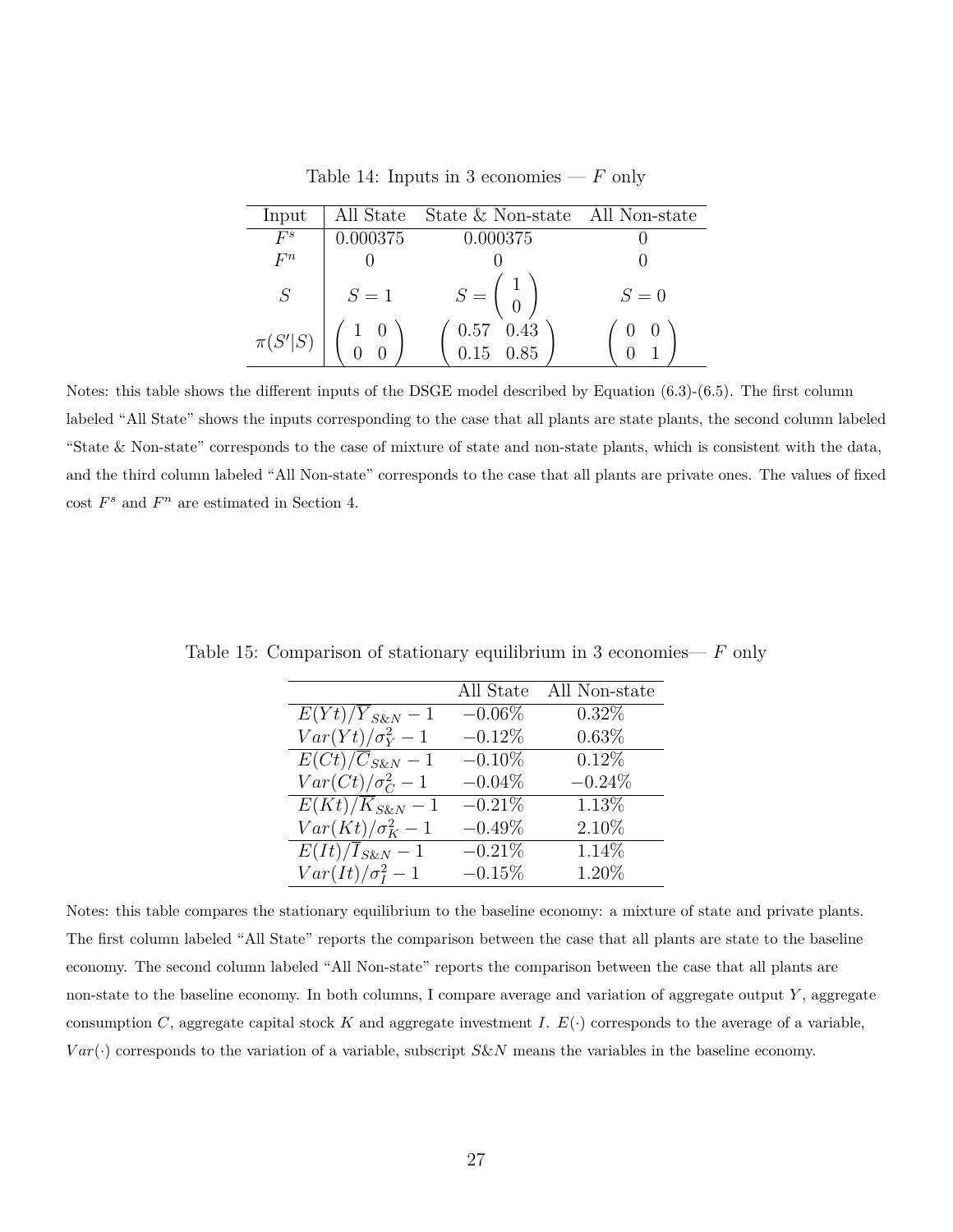Table 14: Inputs in 3 economies — $F$ only

| Input | All State | State & Non-state | All Non-state |
|---|---|---|---|
| $F^s$ | 0.000375 | 0.000375 | 0 |
| $F^n$ | 0 | 0 | 0 |
| $S$ | $S = 1$ | $S = \begin{pmatrix} 1 \\ 0 \end{pmatrix}$ | $S = 0$ |
| $\pi(S'\|S)$ | $\begin{pmatrix} 1 & 0 \\ 0 & 0 \end{pmatrix}$ | $\begin{pmatrix} 0.57 & 0.43 \\ 0.15 & 0.85 \end{pmatrix}$ | $\begin{pmatrix} 0 & 0 \\ 0 & 1 \end{pmatrix}$ |

Notes: this table shows the different inputs of the DSGE model described by Equation (6.3)-(6.5). The first column labeled "All State" shows the inputs corresponding to the case that all plants are state plants, the second column labeled "State & Non-state" corresponds to the case of mixture of state and non-state plants, which is consistent with the data, and the third column labeled "All Non-state" corresponds to the case that all plants are private ones. The values of fixed cost $F^s$ and $F^n$ are estimated in Section 4.

Table 15: Comparison of stationary equilibrium in 3 economies— $F$ only

| | All State | All Non-state |
|---|---|---|
| $E(Yt)/\overline{Y}_{S\&N} - 1$ | $-0.06\%$ | $0.32\%$ |
| $Var(Yt)/\sigma_Y^2 - 1$ | $-0.12\%$ | $0.63\%$ |
| $E(Ct)/\overline{C}_{S\&N} - 1$ | $-0.10\%$ | $0.12\%$ |
| $Var(Ct)/\sigma_C^2 - 1$ | $-0.04\%$ | $-0.24\%$ |
| $E(Kt)/\overline{K}_{S\&N} - 1$ | $-0.21\%$ | $1.13\%$ |
| $Var(Kt)/\sigma_K^2 - 1$ | $-0.49\%$ | $2.10\%$ |
| $E(It)/\overline{I}_{S\&N} - 1$ | $-0.21\%$ | $1.14\%$ |
| $Var(It)/\sigma_I^2 - 1$ | $-0.15\%$ | $1.20\%$ |

Notes: this table compares the stationary equilibrium to the baseline economy: a mixture of state and private plants. The first column labeled "All State" reports the comparison between the case that all plants are state to the baseline economy. The second column labeled "All Non-state" reports the comparison between the case that all plants are non-state to the baseline economy. In both columns, I compare average and variation of aggregate output $Y$, aggregate consumption $C$, aggregate capital stock $K$ and aggregate investment $I$. $E(\cdot)$ corresponds to the average of a variable, $Var(\cdot)$ corresponds to the variation of a variable, subscript $S\&N$ means the variables in the baseline economy.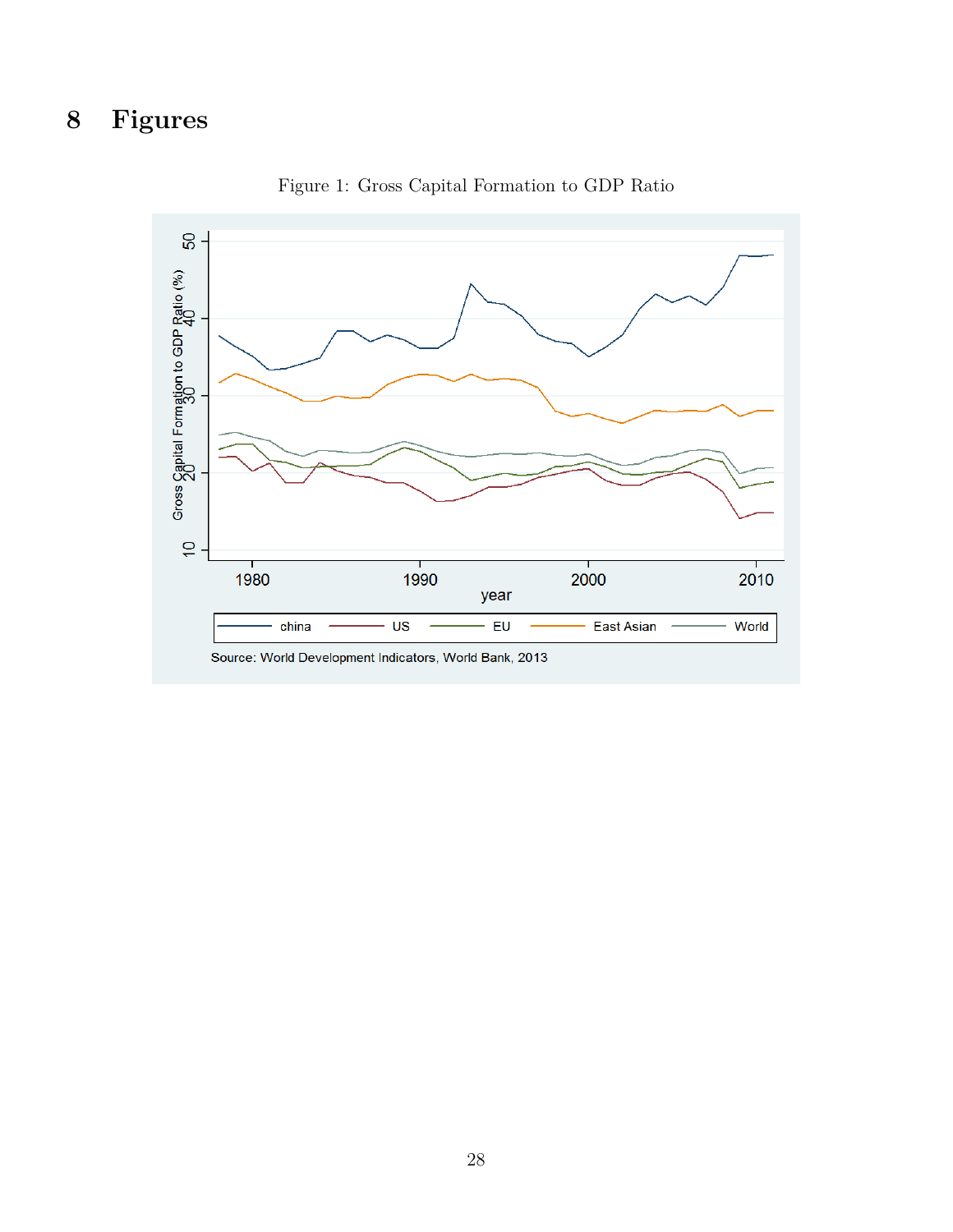# 8 Figures

Figure 1: Gross Capital Formation to GDP Ratio

Source: World Development Indicators, World Bank, 2013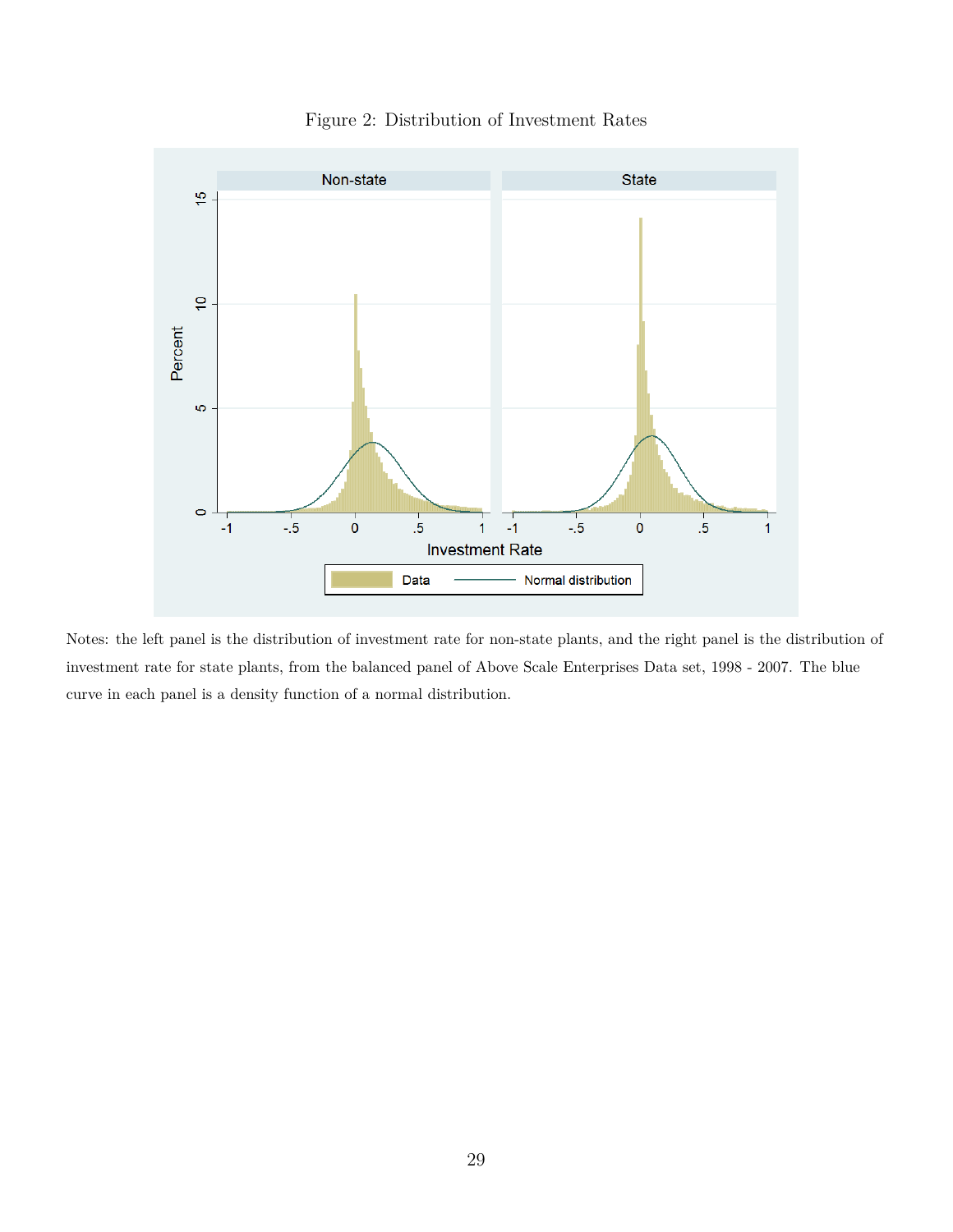Figure 2: Distribution of Investment Rates

Notes: the left panel is the distribution of investment rate for non-state plants, and the right panel is the distribution of investment rate for state plants, from the balanced panel of Above Scale Enterprises Data set, 1998 - 2007. The blue curve in each panel is a density function of a normal distribution.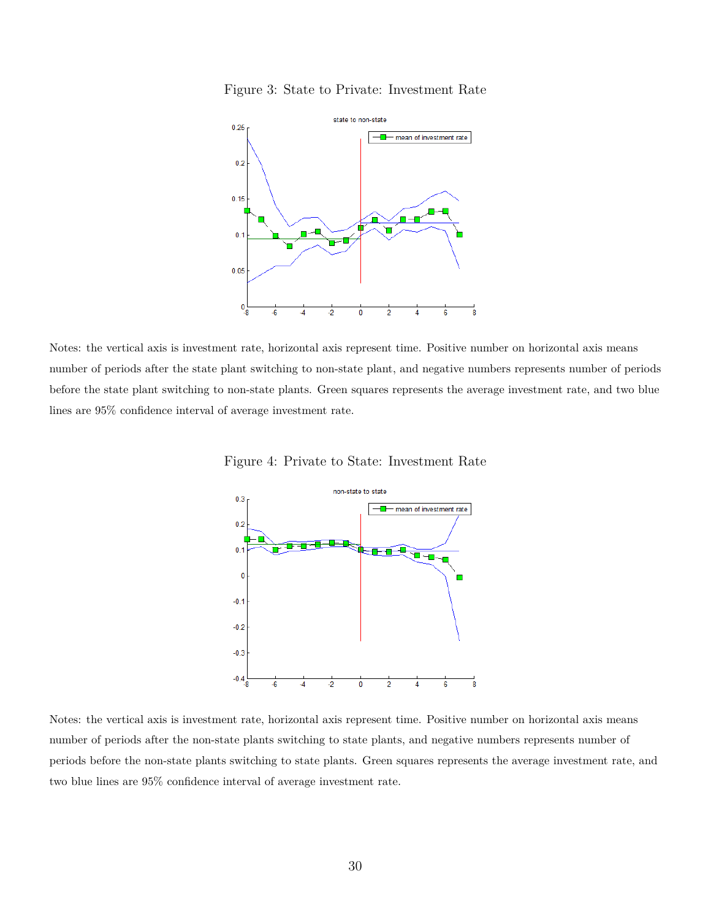Figure 3: State to Private: Investment Rate

Notes: the vertical axis is investment rate, horizontal axis represent time. Positive number on horizontal axis means number of periods after the state plant switching to non-state plant, and negative numbers represents number of periods before the state plant switching to non-state plants. Green squares represents the average investment rate, and two blue lines are 95% confidence interval of average investment rate.

Figure 4: Private to State: Investment Rate

Notes: the vertical axis is investment rate, horizontal axis represent time. Positive number on horizontal axis means number of periods after the non-state plants switching to state plants, and negative numbers represents number of periods before the non-state plants switching to state plants. Green squares represents the average investment rate, and two blue lines are 95% confidence interval of average investment rate.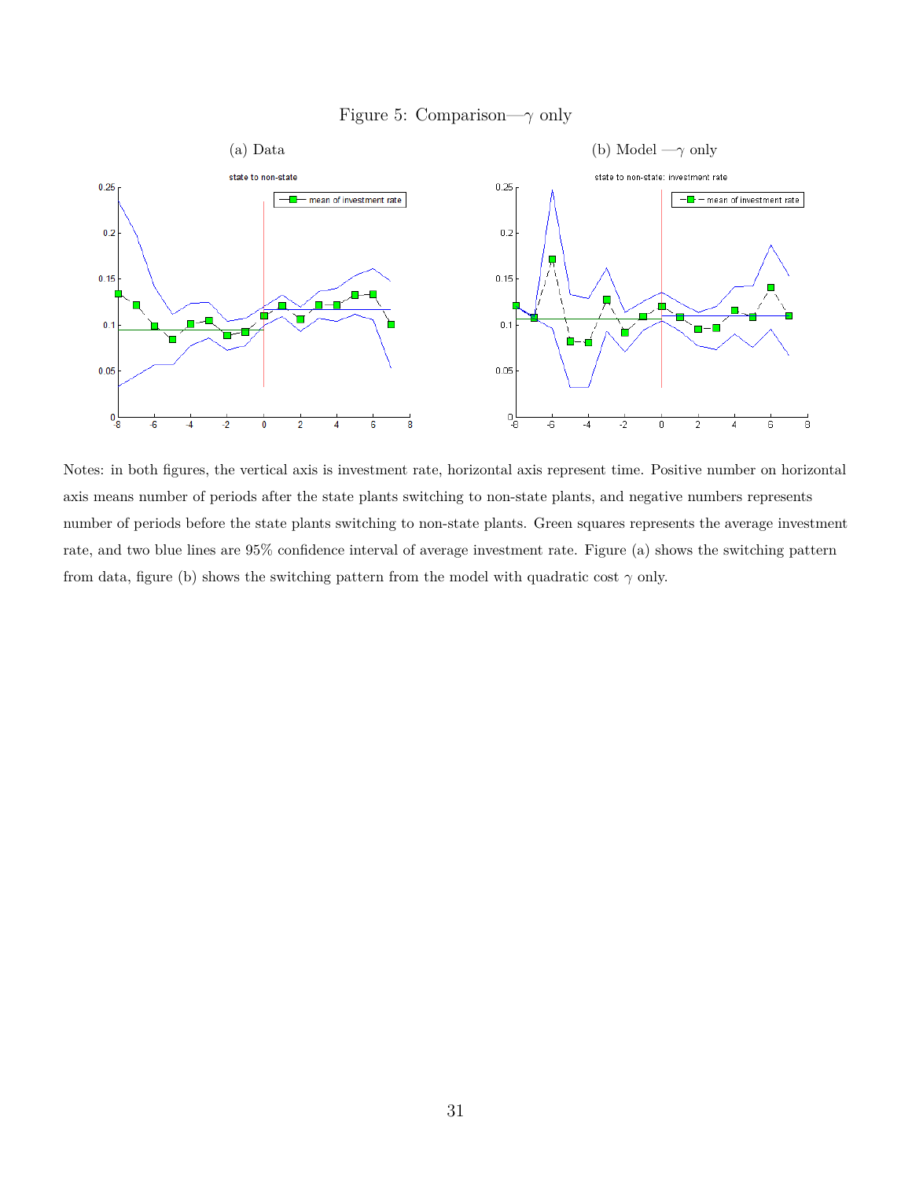Figure 5: Comparison—$\gamma$ only

(a) Data

(b) Model —$\gamma$ only

Notes: in both figures, the vertical axis is investment rate, horizontal axis represent time. Positive number on horizontal axis means number of periods after the state plants switching to non-state plants, and negative numbers represents number of periods before the state plants switching to non-state plants. Green squares represents the average investment rate, and two blue lines are 95% confidence interval of average investment rate. Figure (a) shows the switching pattern from data, figure (b) shows the switching pattern from the model with quadratic cost $\gamma$ only.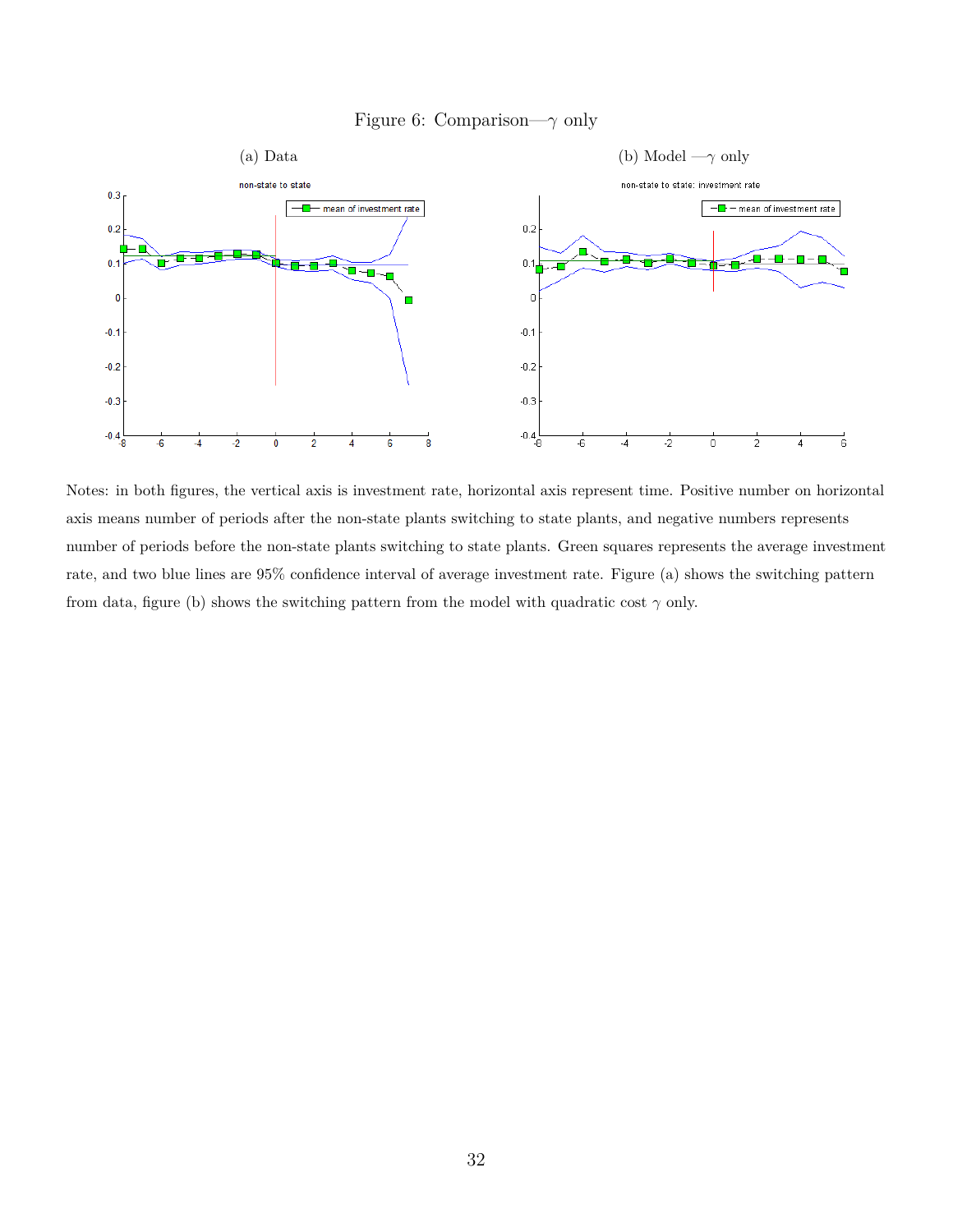Figure 6: Comparison—$\gamma$ only

(a) Data

(b) Model —$\gamma$ only

Notes: in both figures, the vertical axis is investment rate, horizontal axis represent time. Positive number on horizontal axis means number of periods after the non-state plants switching to state plants, and negative numbers represents number of periods before the non-state plants switching to state plants. Green squares represents the average investment rate, and two blue lines are 95% confidence interval of average investment rate. Figure (a) shows the switching pattern from data, figure (b) shows the switching pattern from the model with quadratic cost $\gamma$ only.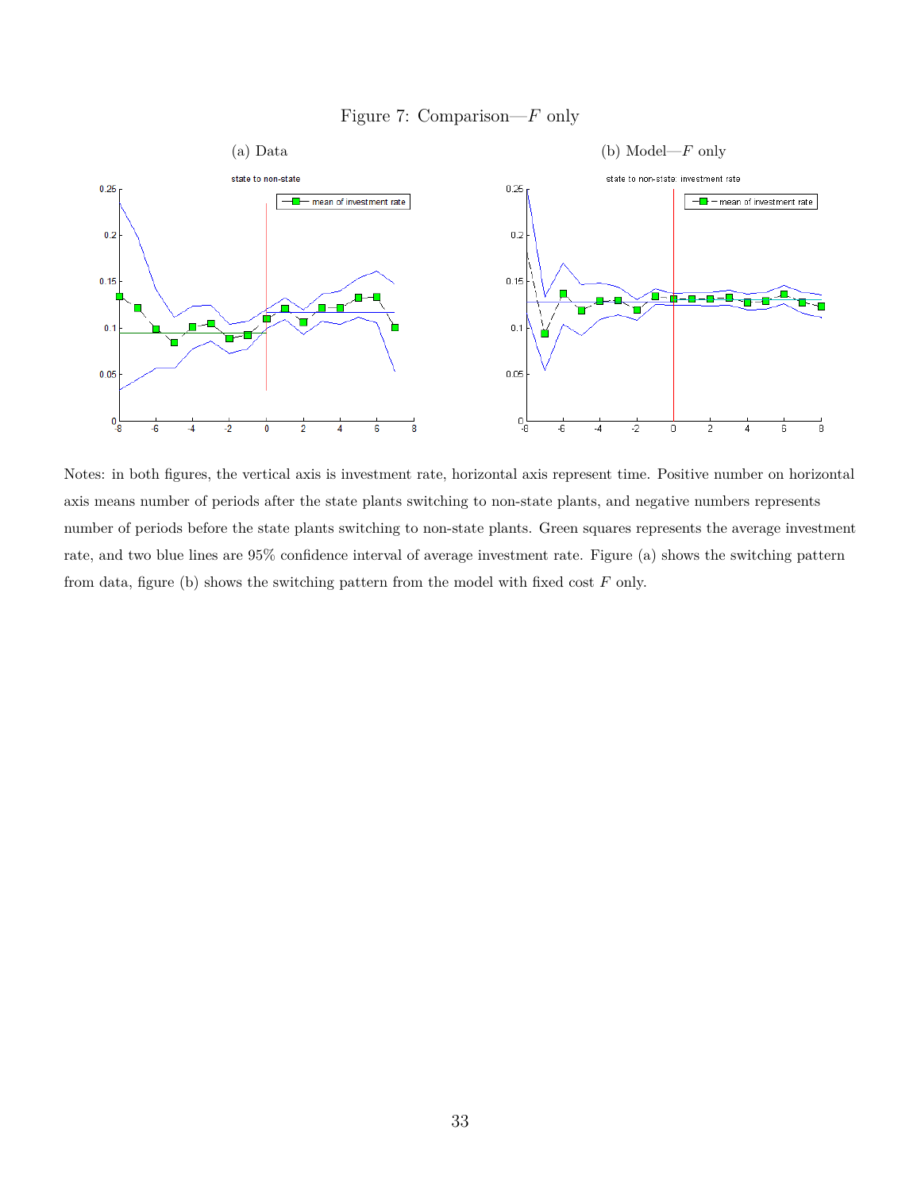Figure 7: Comparison—$F$ only

(a) Data

(b) Model—$F$ only

Notes: in both figures, the vertical axis is investment rate, horizontal axis represent time. Positive number on horizontal axis means number of periods after the state plants switching to non-state plants, and negative numbers represents number of periods before the state plants switching to non-state plants. Green squares represents the average investment rate, and two blue lines are 95% confidence interval of average investment rate. Figure (a) shows the switching pattern from data, figure (b) shows the switching pattern from the model with fixed cost $F$ only.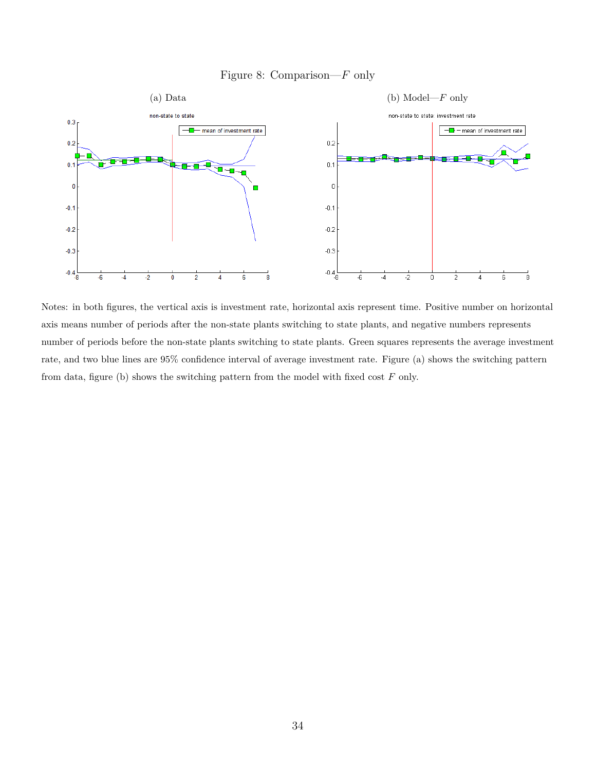Figure 8: Comparison—$F$ only

(a) Data

(b) Model—$F$ only

Notes: in both figures, the vertical axis is investment rate, horizontal axis represent time. Positive number on horizontal axis means number of periods after the non-state plants switching to state plants, and negative numbers represents number of periods before the non-state plants switching to state plants. Green squares represents the average investment rate, and two blue lines are 95% confidence interval of average investment rate. Figure (a) shows the switching pattern from data, figure (b) shows the switching pattern from the model with fixed cost $F$ only.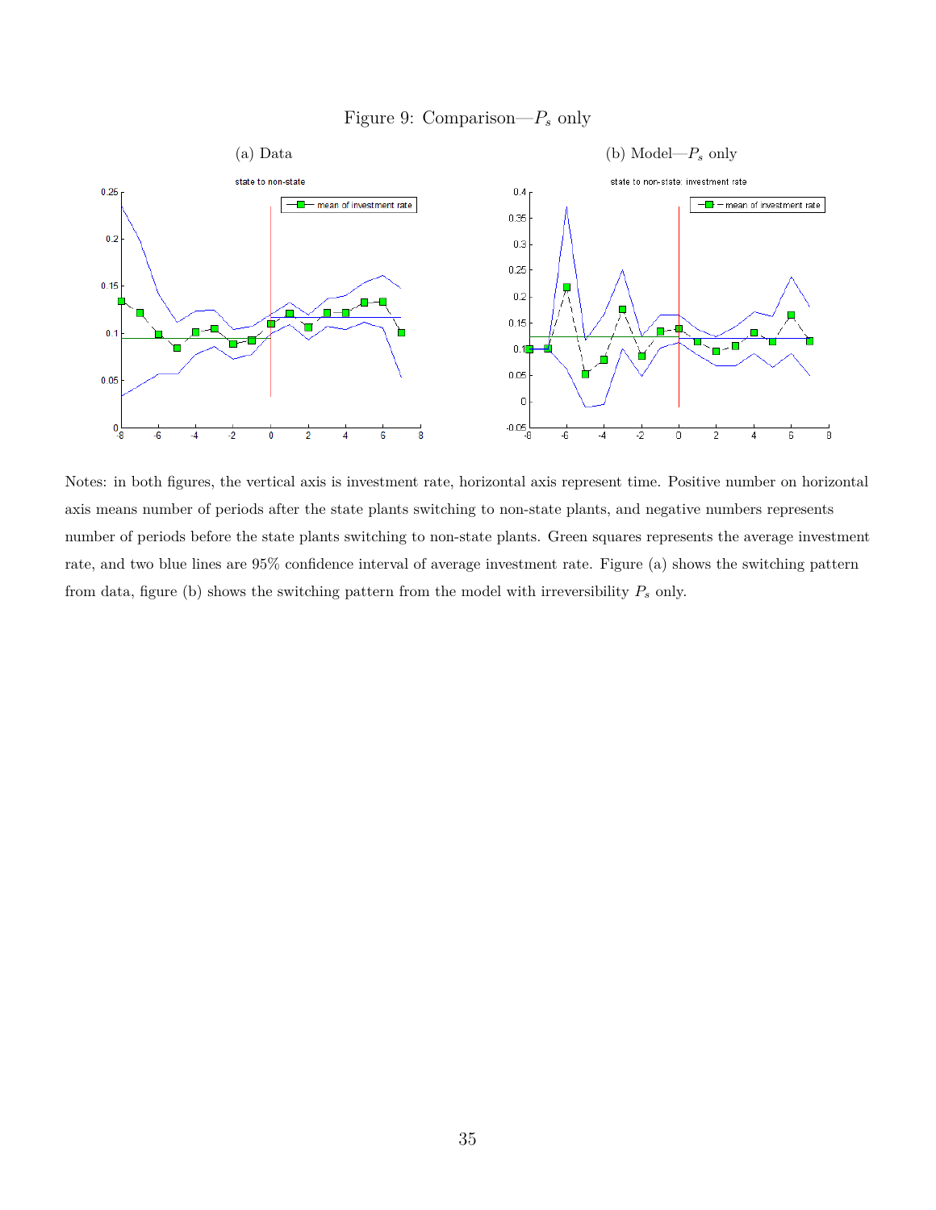Figure 9: Comparison—$P_s$ only

(a) Data

(b) Model—$P_s$ only

Notes: in both figures, the vertical axis is investment rate, horizontal axis represent time. Positive number on horizontal axis means number of periods after the state plants switching to non-state plants, and negative numbers represents number of periods before the state plants switching to non-state plants. Green squares represents the average investment rate, and two blue lines are 95% confidence interval of average investment rate. Figure (a) shows the switching pattern from data, figure (b) shows the switching pattern from the model with irreversibility $P_s$ only.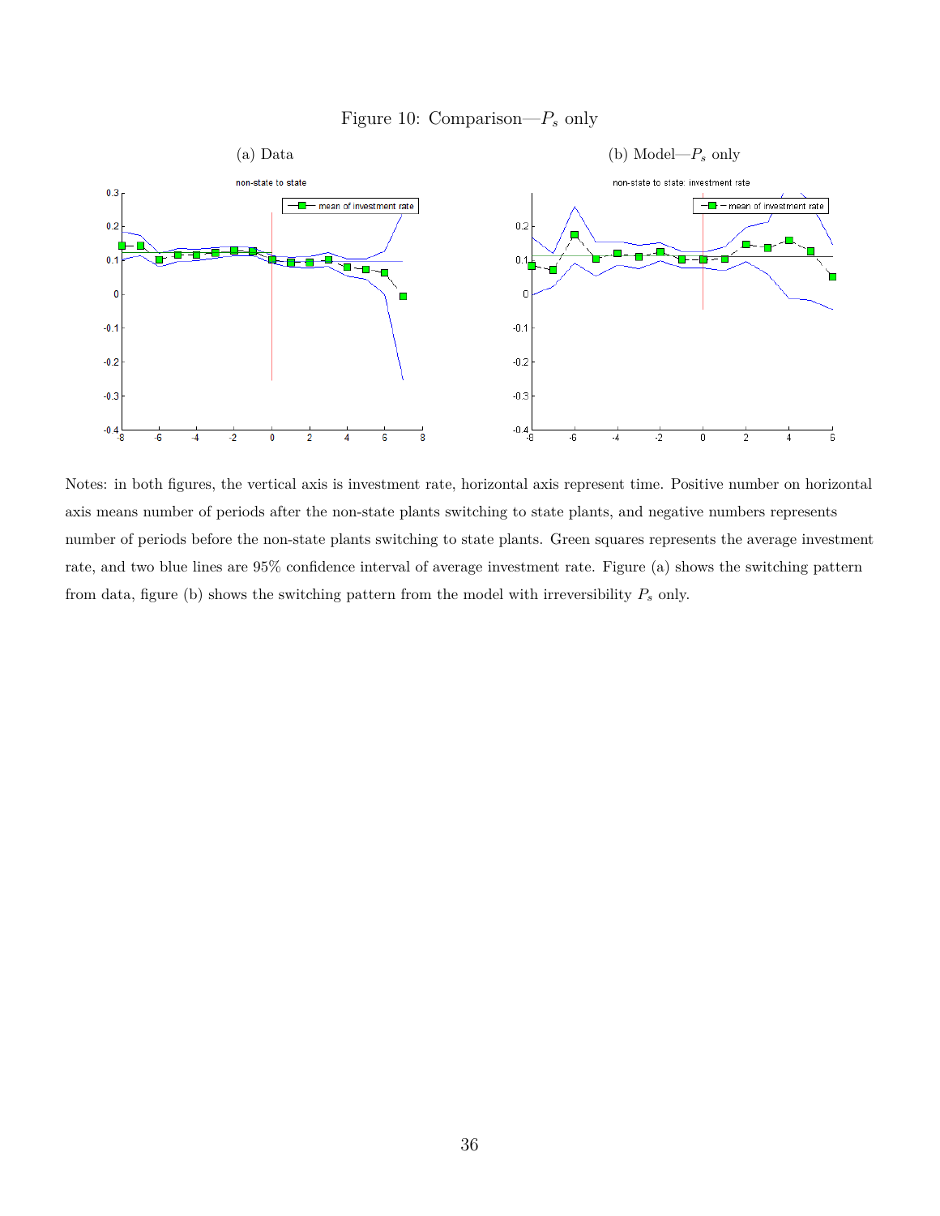Figure 10: Comparison—$P_s$ only

(a) Data

(b) Model—$P_s$ only

Notes: in both figures, the vertical axis is investment rate, horizontal axis represent time. Positive number on horizontal axis means number of periods after the non-state plants switching to state plants, and negative numbers represents number of periods before the non-state plants switching to state plants. Green squares represents the average investment rate, and two blue lines are 95% confidence interval of average investment rate. Figure (a) shows the switching pattern from data, figure (b) shows the switching pattern from the model with irreversibility $P_s$ only.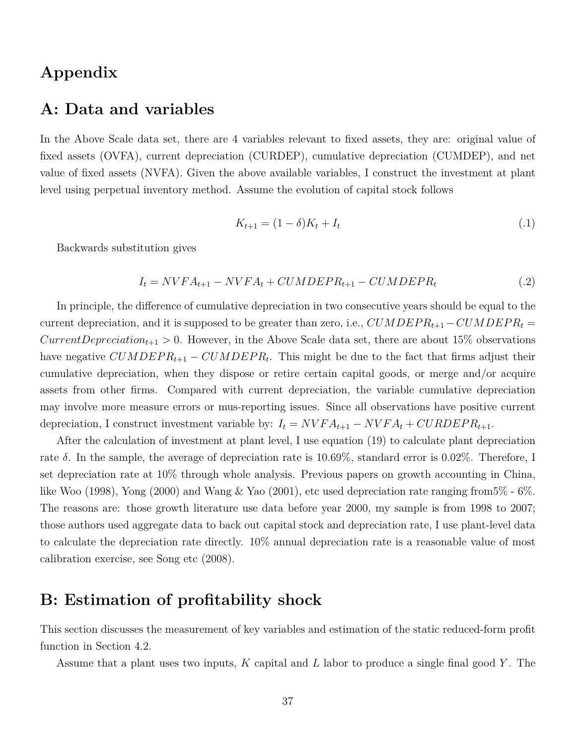# Appendix

## A: Data and variables

In the Above Scale data set, there are 4 variables relevant to fixed assets, they are: original value of fixed assets (OVFA), current depreciation (CURDEP), cumulative depreciation (CUMDEP), and net value of fixed assets (NVFA). Given the above available variables, I construct the investment at plant level using perpetual inventory method. Assume the evolution of capital stock follows

$$K_{t+1} = (1 - \delta)K_t + I_t \tag{.1}$$

Backwards substitution gives

$$I_t = NVFA_{t+1} - NVFA_t + CUMDEPR_{t+1} - CUMDEPR_t \tag{.2}$$

In principle, the difference of cumulative depreciation in two consecutive years should be equal to the current depreciation, and it is supposed to be greater than zero, i.e., $CUMDEPR_{t+1} - CUMDEPR_t = CurrentDepreciation_{t+1} > 0$. However, in the Above Scale data set, there are about 15% observations have negative $CUMDEPR_{t+1} - CUMDEPR_t$. This might be due to the fact that firms adjust their cumulative depreciation, when they dispose or retire certain capital goods, or merge and/or acquire assets from other firms. Compared with current depreciation, the variable cumulative depreciation may involve more measure errors or mus-reporting issues. Since all observations have positive current depreciation, I construct investment variable by: $I_t = NVFA_{t+1} - NVFA_t + CURDEPR_{t+1}$.

After the calculation of investment at plant level, I use equation (19) to calculate plant depreciation rate $\delta$. In the sample, the average of depreciation rate is 10.69%, standard error is 0.02%. Therefore, I set depreciation rate at 10% through whole analysis. Previous papers on growth accounting in China, like Woo (1998), Yong (2000) and Wang & Yao (2001), etc used depreciation rate ranging from5% - 6%. The reasons are: those growth literature use data before year 2000, my sample is from 1998 to 2007; those authors used aggregate data to back out capital stock and depreciation rate, I use plant-level data to calculate the depreciation rate directly. 10% annual depreciation rate is a reasonable value of most calibration exercise, see Song etc (2008).

## B: Estimation of profitability shock

This section discusses the measurement of key variables and estimation of the static reduced-form profit function in Section 4.2.

Assume that a plant uses two inputs, $K$ capital and $L$ labor to produce a single final good $Y$. The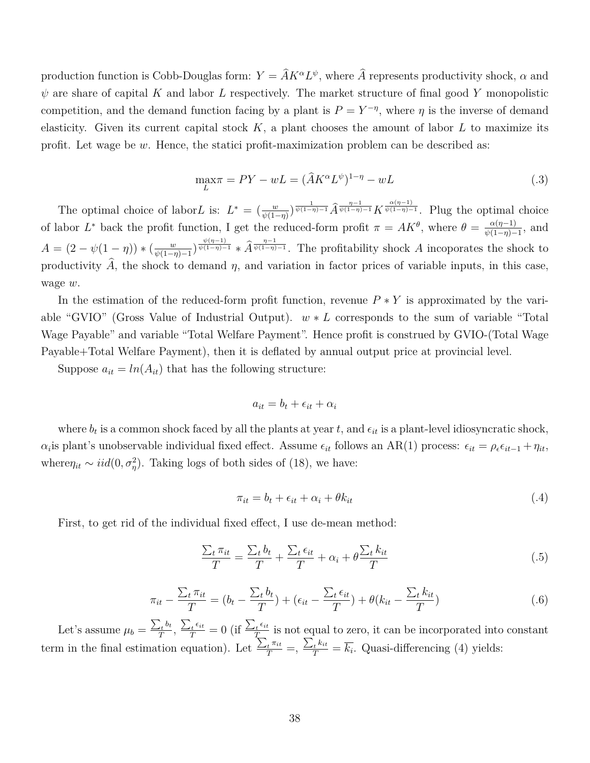production function is Cobb-Douglas form: $Y = \widehat{A}K^{\alpha}L^{\psi}$, where $\widehat{A}$ represents productivity shock, $\alpha$ and $\psi$ are share of capital $K$ and labor $L$ respectively. The market structure of final good $Y$ monopolistic competition, and the demand function facing by a plant is $P = Y^{-\eta}$, where $\eta$ is the inverse of demand elasticity. Given its current capital stock $K$, a plant chooses the amount of labor $L$ to maximize its profit. Let wage be $w$. Hence, the statici profit-maximization problem can be described as:

$$\max_{L} \pi = PY - wL = (\widehat{A}K^{\alpha}L^{\psi})^{1-\eta} - wL \tag{.3}$$

The optimal choice of labor$L$ is: $L^{*} = (\frac{w}{\psi(1-\eta)})^{\frac{1}{\psi(1-\eta)-1}}\widehat{A}^{\frac{\eta-1}{\psi(1-\eta)-1}}K^{\frac{\alpha(\eta-1)}{\psi(1-\eta)-1}}$. Plug the optimal choice of labor $L^{*}$ back the profit function, I get the reduced-form profit $\pi = AK^{\theta}$, where $\theta = \frac{\alpha(\eta-1)}{\psi(1-\eta)-1}$, and $A = (2-\psi(1-\eta)) * (\frac{w}{\psi(1-\eta)-1})^{\frac{\psi(\eta-1)}{\psi(1-\eta)-1}} * \widehat{A}^{\frac{\eta-1}{\psi(1-\eta)-1}}$. The profitability shock $A$ incoporates the shock to productivity $\widehat{A}$, the shock to demand $\eta$, and variation in factor prices of variable inputs, in this case, wage $w$.

In the estimation of the reduced-form profit function, revenue $P * Y$ is approximated by the variable "GVIO" (Gross Value of Industrial Output). $w * L$ corresponds to the sum of variable "Total Wage Payable" and variable "Total Welfare Payment". Hence profit is construed by GVIO-(Total Wage Payable+Total Welfare Payment), then it is deflated by annual output price at provincial level.

Suppose $a_{it} = ln(A_{it})$ that has the following structure:

$$a_{it} = b_t + \epsilon_{it} + \alpha_i$$

where $b_t$ is a common shock faced by all the plants at year $t$, and $\epsilon_{it}$ is a plant-level idiosyncratic shock, $\alpha_i$is plant's unobservable individual fixed effect. Assume $\epsilon_{it}$ follows an AR(1) process: $\epsilon_{it} = \rho_{\epsilon}\epsilon_{it-1} + \eta_{it}$, where$\eta_{it} \sim iid(0, \sigma^2_{\eta})$. Taking logs of both sides of (18), we have:

$$\pi_{it} = b_t + \epsilon_{it} + \alpha_i + \theta k_{it} \tag{.4}$$

First, to get rid of the individual fixed effect, I use de-mean method:

$$\frac{\sum_t \pi_{it}}{T} = \frac{\sum_t b_t}{T} + \frac{\sum_t \epsilon_{it}}{T} + \alpha_i + \theta\frac{\sum_t k_{it}}{T} \tag{.5}$$

$$\pi_{it} - \frac{\sum_t \pi_{it}}{T} = (b_t - \frac{\sum_t b_t}{T}) + (\epsilon_{it} - \frac{\sum_t \epsilon_{it}}{T}) + \theta(k_{it} - \frac{\sum_t k_{it}}{T}) \tag{.6}$$

Let's assume $\mu_b = \frac{\sum_t b_t}{T}$, $\frac{\sum_t \epsilon_{it}}{T} = 0$ (if $\frac{\sum_t \epsilon_{it}}{T}$ is not equal to zero, it can be incorporated into constant term in the final estimation equation). Let $\frac{\sum_t \pi_{it}}{T} =$, $\frac{\sum_t k_{it}}{T} = \overline{k_i}$. Quasi-differencing (4) yields: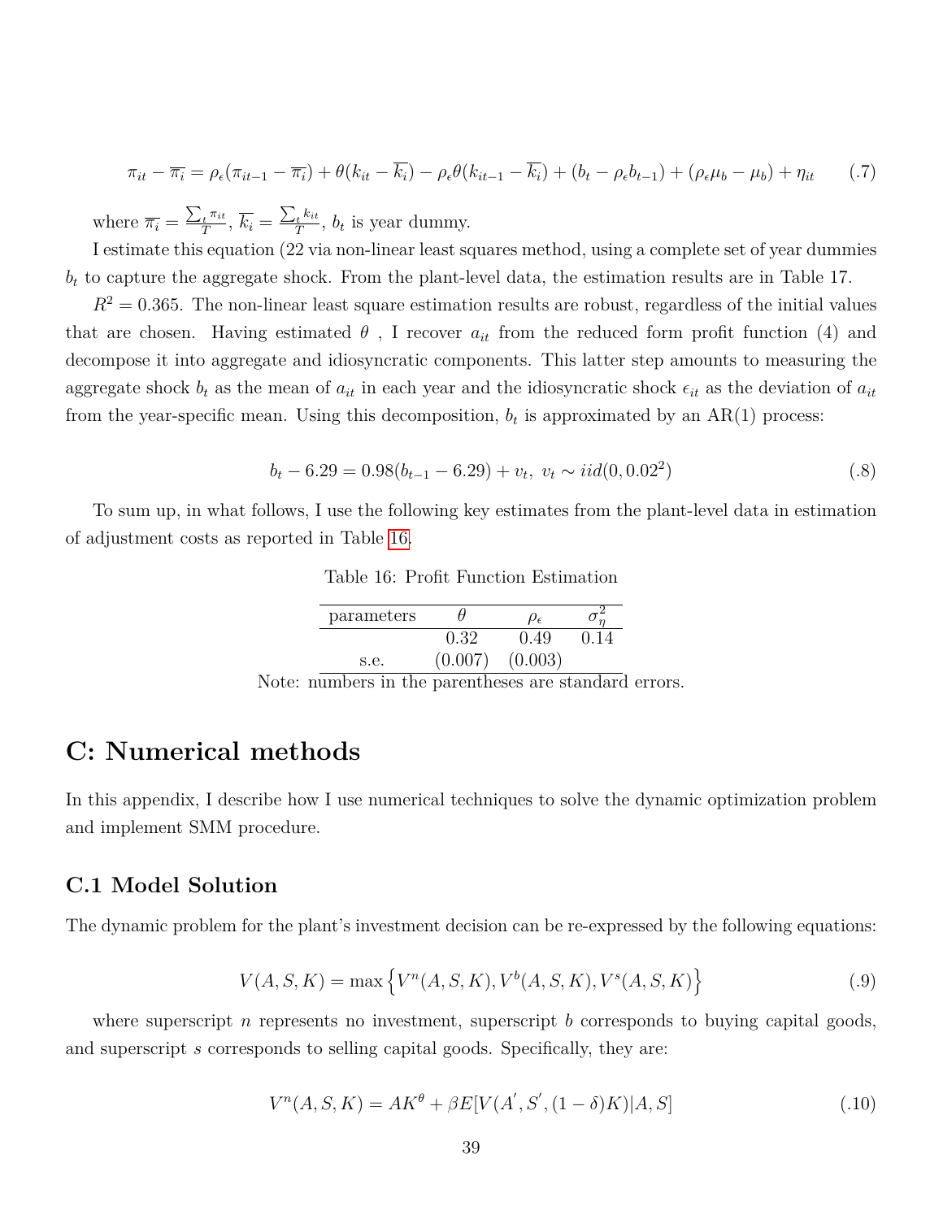$$\pi_{it} - \overline{\pi_i} = \rho_\epsilon(\pi_{it-1} - \overline{\pi_i}) + \theta(k_{it} - \overline{k_i}) - \rho_\epsilon\theta(k_{it-1} - \overline{k_i}) + (b_t - \rho_\epsilon b_{t-1}) + (\rho_\epsilon\mu_b - \mu_b) + \eta_{it} \tag{.7}$$

where $\overline{\pi_i} = \frac{\sum_t \pi_{it}}{T}$, $\overline{k_i} = \frac{\sum_t k_{it}}{T}$, $b_t$ is year dummy.

I estimate this equation (22 via non-linear least squares method, using a complete set of year dummies $b_t$ to capture the aggregate shock. From the plant-level data, the estimation results are in Table 17.

$R^2 = 0.365$. The non-linear least square estimation results are robust, regardless of the initial values that are chosen. Having estimated $\theta$ , I recover $a_{it}$ from the reduced form profit function (4) and decompose it into aggregate and idiosyncratic components. This latter step amounts to measuring the aggregate shock $b_t$ as the mean of $a_{it}$ in each year and the idiosyncratic shock $\epsilon_{it}$ as the deviation of $a_{it}$ from the year-specific mean. Using this decomposition, $b_t$ is approximated by an AR(1) process:

$$b_t - 6.29 = 0.98(b_{t-1} - 6.29) + v_t,\ v_t \sim iid(0, 0.02^2) \tag{.8}$$

To sum up, in what follows, I use the following key estimates from the plant-level data in estimation of adjustment costs as reported in Table 16.

Table 16: Profit Function Estimation

| parameters | $\theta$ | $\rho_\epsilon$ | $\sigma_\eta^2$ |
|---|---|---|---|
| | 0.32 | 0.49 | 0.14 |
| s.e. | (0.007) | (0.003) | |

Note: numbers in the parentheses are standard errors.

# C: Numerical methods

In this appendix, I describe how I use numerical techniques to solve the dynamic optimization problem and implement SMM procedure.

## C.1 Model Solution

The dynamic problem for the plant's investment decision can be re-expressed by the following equations:

$$V(A, S, K) = \max\left\{V^n(A, S, K), V^b(A, S, K), V^s(A, S, K)\right\} \tag{.9}$$

where superscript $n$ represents no investment, superscript $b$ corresponds to buying capital goods, and superscript $s$ corresponds to selling capital goods. Specifically, they are:

$$V^n(A, S, K) = AK^\theta + \beta E[V(A', S', (1-\delta)K)|A, S] \tag{.10}$$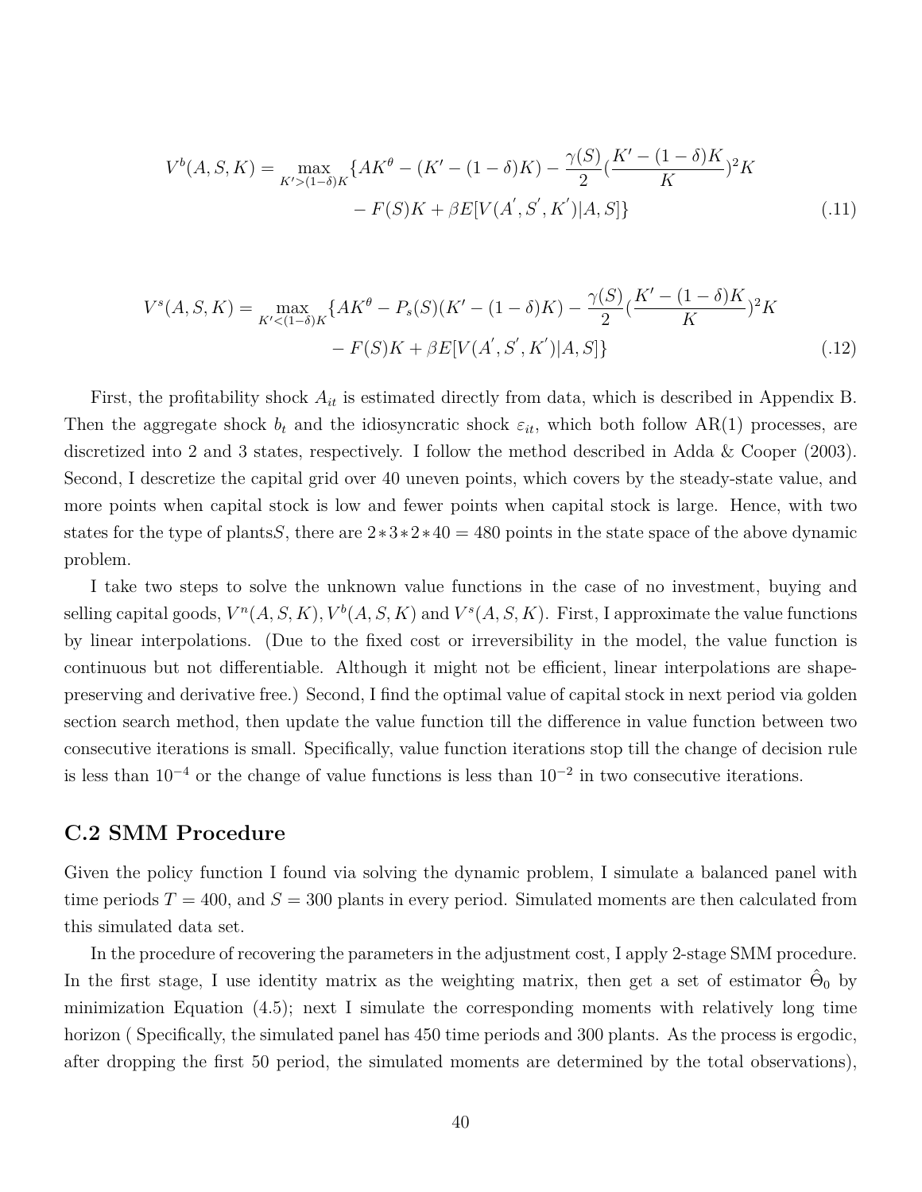$$V^b(A,S,K) = \max_{K'>(1-\delta)K} \{AK^\theta - (K' - (1-\delta)K) - \frac{\gamma(S)}{2}(\frac{K' - (1-\delta)K}{K})^2 K - F(S)K + \beta E[V(A^{'}, S^{'}, K^{'})|A, S]\} \tag{.11}$$

$$V^s(A,S,K) = \max_{K'<(1-\delta)K} \{AK^\theta - P_s(S)(K' - (1-\delta)K) - \frac{\gamma(S)}{2}(\frac{K' - (1-\delta)K}{K})^2 K - F(S)K + \beta E[V(A^{'}, S^{'}, K^{'})|A, S]\} \tag{.12}$$

First, the profitability shock $A_{it}$ is estimated directly from data, which is described in Appendix B. Then the aggregate shock $b_t$ and the idiosyncratic shock $\varepsilon_{it}$, which both follow AR(1) processes, are discretized into 2 and 3 states, respectively. I follow the method described in Adda & Cooper (2003). Second, I descretize the capital grid over 40 uneven points, which covers by the steady-state value, and more points when capital stock is low and fewer points when capital stock is large. Hence, with two states for the type of plants$S$, there are $2*3*2*40 = 480$ points in the state space of the above dynamic problem.

I take two steps to solve the unknown value functions in the case of no investment, buying and selling capital goods, $V^n(A, S, K), V^b(A, S, K)$ and $V^s(A, S, K)$. First, I approximate the value functions by linear interpolations. (Due to the fixed cost or irreversibility in the model, the value function is continuous but not differentiable. Although it might not be efficient, linear interpolations are shape-preserving and derivative free.) Second, I find the optimal value of capital stock in next period via golden section search method, then update the value function till the difference in value function between two consecutive iterations is small. Specifically, value function iterations stop till the change of decision rule is less than $10^{-4}$ or the change of value functions is less than $10^{-2}$ in two consecutive iterations.

## C.2 SMM Procedure

Given the policy function I found via solving the dynamic problem, I simulate a balanced panel with time periods $T = 400$, and $S = 300$ plants in every period. Simulated moments are then calculated from this simulated data set.

In the procedure of recovering the parameters in the adjustment cost, I apply 2-stage SMM procedure. In the first stage, I use identity matrix as the weighting matrix, then get a set of estimator $\hat{\Theta}_0$ by minimization Equation (4.5); next I simulate the corresponding moments with relatively long time horizon ( Specifically, the simulated panel has 450 time periods and 300 plants. As the process is ergodic, after dropping the first 50 period, the simulated moments are determined by the total observations),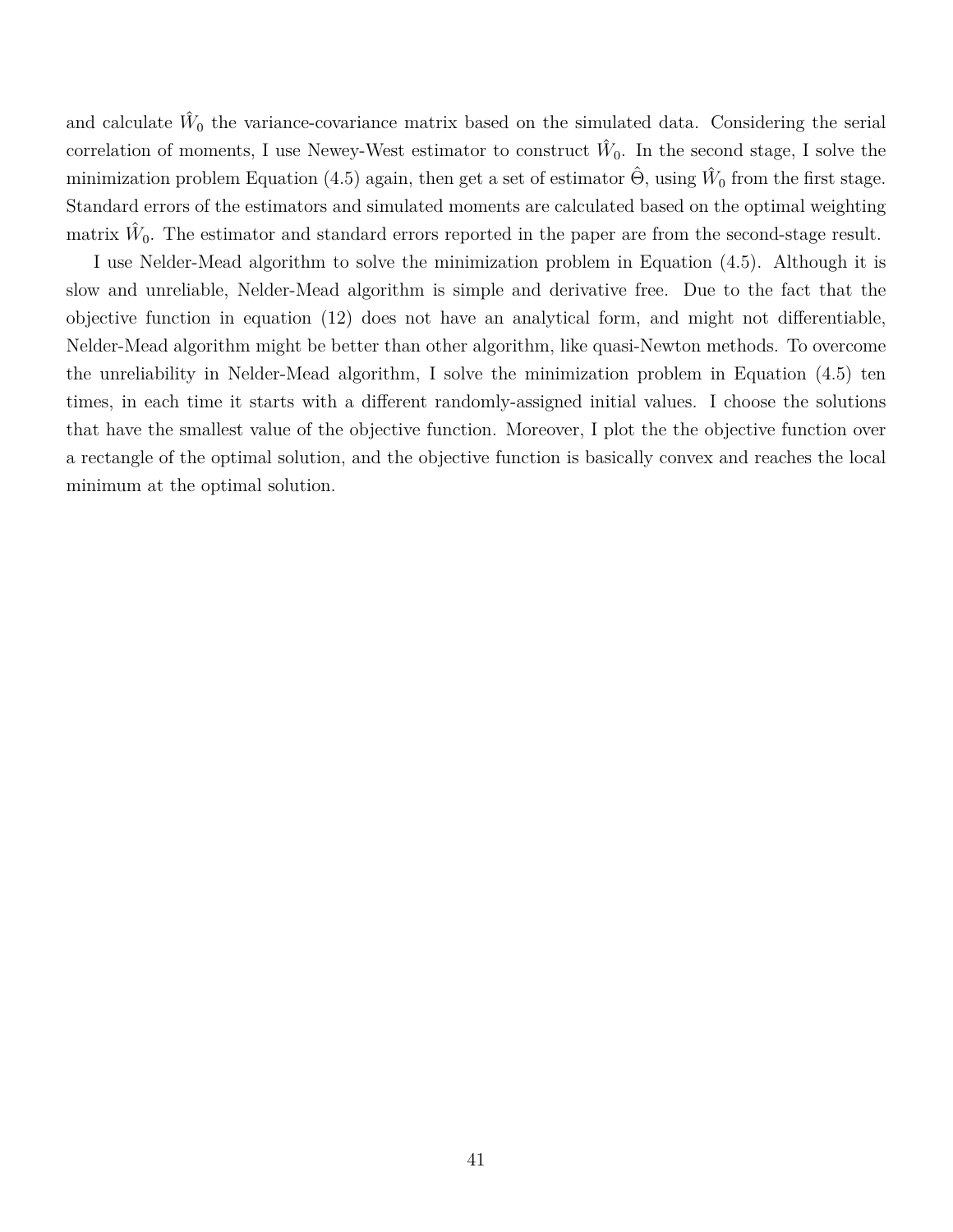and calculate $\hat{W}_0$ the variance-covariance matrix based on the simulated data. Considering the serial correlation of moments, I use Newey-West estimator to construct $\hat{W}_0$. In the second stage, I solve the minimization problem Equation (4.5) again, then get a set of estimator $\hat{\Theta}$, using $\hat{W}_0$ from the first stage. Standard errors of the estimators and simulated moments are calculated based on the optimal weighting matrix $\hat{W}_0$. The estimator and standard errors reported in the paper are from the second-stage result.

I use Nelder-Mead algorithm to solve the minimization problem in Equation (4.5). Although it is slow and unreliable, Nelder-Mead algorithm is simple and derivative free. Due to the fact that the objective function in equation (12) does not have an analytical form, and might not differentiable, Nelder-Mead algorithm might be better than other algorithm, like quasi-Newton methods. To overcome the unreliability in Nelder-Mead algorithm, I solve the minimization problem in Equation (4.5) ten times, in each time it starts with a different randomly-assigned initial values. I choose the solutions that have the smallest value of the objective function. Moreover, I plot the the objective function over a rectangle of the optimal solution, and the objective function is basically convex and reaches the local minimum at the optimal solution.